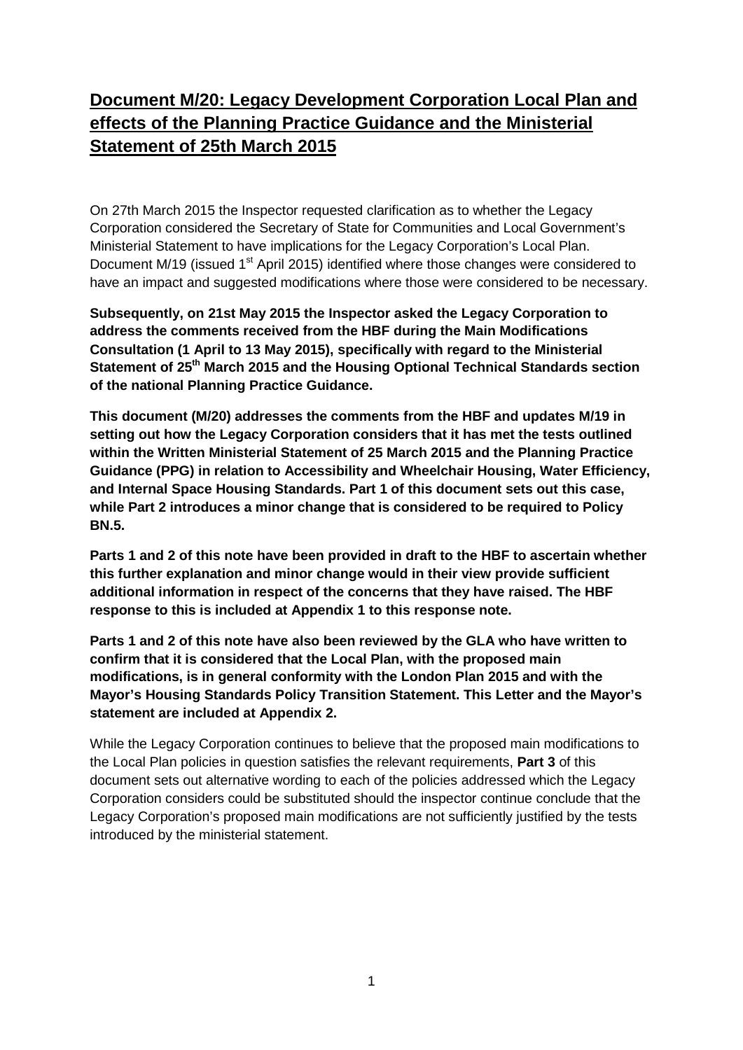# **Document M/20: Legacy Development Corporation Local Plan and effects of the Planning Practice Guidance and the Ministerial Statement of 25th March 2015**

On 27th March 2015 the Inspector requested clarification as to whether the Legacy Corporation considered the Secretary of State for Communities and Local Government's Ministerial Statement to have implications for the Legacy Corporation's Local Plan. Document M/19 (issued 1st April 2015) identified where those changes were considered to have an impact and suggested modifications where those were considered to be necessary.

**Subsequently, on 21st May 2015 the Inspector asked the Legacy Corporation to address the comments received from the HBF during the Main Modifications Consultation (1 April to 13 May 2015), specifically with regard to the Ministerial Statement of 25th March 2015 and the Housing Optional Technical Standards section of the national Planning Practice Guidance.**

**This document (M/20) addresses the comments from the HBF and updates M/19 in setting out how the Legacy Corporation considers that it has met the tests outlined within the Written Ministerial Statement of 25 March 2015 and the Planning Practice Guidance (PPG) in relation to Accessibility and Wheelchair Housing, Water Efficiency, and Internal Space Housing Standards. Part 1 of this document sets out this case, while Part 2 introduces a minor change that is considered to be required to Policy BN.5.**

**Parts 1 and 2 of this note have been provided in draft to the HBF to ascertain whether this further explanation and minor change would in their view provide sufficient additional information in respect of the concerns that they have raised. The HBF response to this is included at Appendix 1 to this response note.**

**Parts 1 and 2 of this note have also been reviewed by the GLA who have written to confirm that it is considered that the Local Plan, with the proposed main modifications, is in general conformity with the London Plan 2015 and with the Mayor's Housing Standards Policy Transition Statement. This Letter and the Mayor's statement are included at Appendix 2.**

While the Legacy Corporation continues to believe that the proposed main modifications to the Local Plan policies in question satisfies the relevant requirements, **Part 3** of this document sets out alternative wording to each of the policies addressed which the Legacy Corporation considers could be substituted should the inspector continue conclude that the Legacy Corporation's proposed main modifications are not sufficiently justified by the tests introduced by the ministerial statement.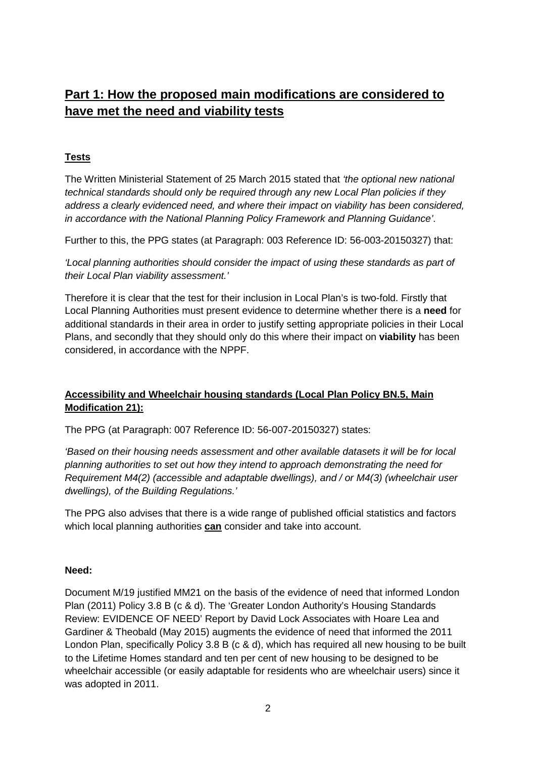## Part 1: How the proposed main modifications are considered to have met the need and viability tests

### Tests

The Written Ministerial Statement of 25 March 2015 stated that *'the optional new national technical standards should only be required through any new Local Plan policies if they address a clearly evidenced need, and where their impact on viability has been considered, in accordance with the National Planning Policy Framework and Planning Guidance'*.

Further to this, the PPG states (at Paragraph: 003 Reference ID: 56-003-20150327) that:

*'Local planning authorities should consider the impact of using these standards as part of their Local Plan viability assessment.'*

Therefore it is clear that the test for their inclusion in Local Plan's is two-fold. Firstly that Local Planning Authorities must present evidence to determine whether there is a **need** for additional standards in their area in order to justify setting appropriate policies in their Local Plans, and secondly that they should only do this where their impact on **viability** has been considered, in accordance with the NPPF.

### Accessibility and Wheelchair housing standards (Local Plan Policy BN.5, Main Modification 21):

The PPG (at Paragraph: 007 Reference ID: 56-007-20150327) states:

*'Based on their housing needs assessment and other available datasets it will be for local planning authorities to set out how they intend to approach demonstrating the need for Requirement M4(2) (accessible and adaptable dwellings), and / or M4(3) (wheelchair user dwellings), of the Building Regulations.'*

The PPG also advises that there is a wide range of published official statistics and factors which local planning authorities **can** consider and take into account.

**Need:**

Document M/19 justified MM21 on the basis of the evidence of need that informed London Plan (2011) Policy 3.8 B (c & d). The 'Greater London Authority's Housing Standards Review: EVIDENCE OF NEED' Report by David Lock Associates with Hoare Lea and Gardiner & Theobald (May 2015) augments the evidence of need that informed the 2011 London Plan, specifically Policy 3.8 B (c & d), which has required all new housing to be built to the Lifetime Homes standard and ten per cent of new housing to be designed to be wheelchair accessible (or easily adaptable for residents who are wheelchair users) since it was adopted in 2011.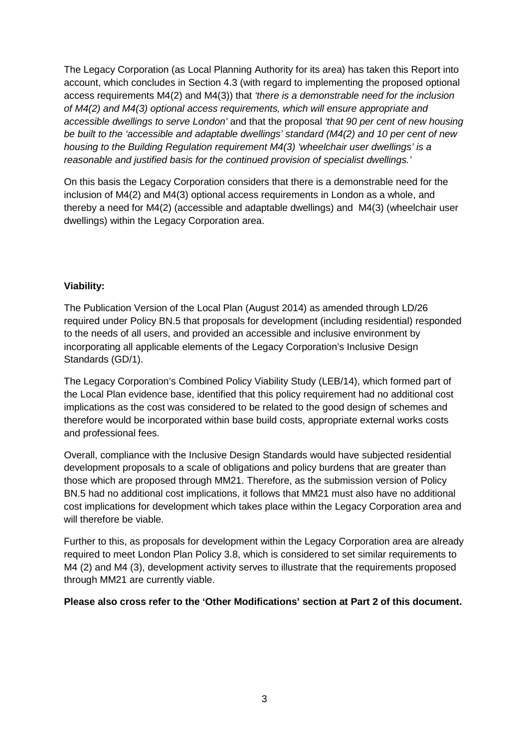The Legacy Corporation (as Local Planning Authority for its area) has taken this Report into account, which concludes in Section 4.3 (with regard to implementing the proposed optional access requirements M4(2) and M4(3)) that *'there is a demonstrable need for the inclusion of M4(2) and M4(3) optional access requirements, which will ensure appropriate and accessible dwellings to serve London'* and that the proposal *'that 90 per cent of new housing be built to the 'accessible and adaptable dwellings' standard (M4(2) and 10 per cent of new housing to the Building Regulation requirement M4(3) 'wheelchair user dwellings' is a reasonable and justified basis for the continued provision of specialist dwellings.'*

On this basis the Legacy Corporation considers that there is a demonstrable need for the inclusion of M4(2) and M4(3) optional access requirements in London as a whole, and thereby a need for M4(2) (accessible and adaptable dwellings) and M4(3) (wheelchair user dwellings) within the Legacy Corporation area.

**Viability:**

The Publication Version of the Local Plan (August 2014) as amended through LD/26 required under Policy BN.5 that proposals for development (including residential) responded to the needs of all users, and provided an accessible and inclusive environment by incorporating all applicable elements of the Legacy Corporation's Inclusive Design Standards (GD/1).

The Legacy Corporation's Combined Policy Viability Study (LEB/14), which formed part of the Local Plan evidence base, identified that this policy requirement had no additional cost implications as the cost was considered to be related to the good design of schemes and therefore would be incorporated within base build costs, appropriate external works costs and professional fees.

Overall, compliance with the Inclusive Design Standards would have subjected residential development proposals to a scale of obligations and policy burdens that are greater than those which are proposed through MM21. Therefore, as the submission version of Policy BN.5 had no additional cost implications, it follows that MM21 must also have no additional cost implications for development which takes place within the Legacy Corporation area and will therefore be viable.

Further to this, as proposals for development within the Legacy Corporation area are already required to meet London Plan Policy 3.8, which is considered to set similar requirements to M4 (2) and M4 (3), development activity serves to illustrate that the requirements proposed through MM21 are currently viable.

**Please also cross refer to the 'Other Modifications' section at Part 2 of this document.**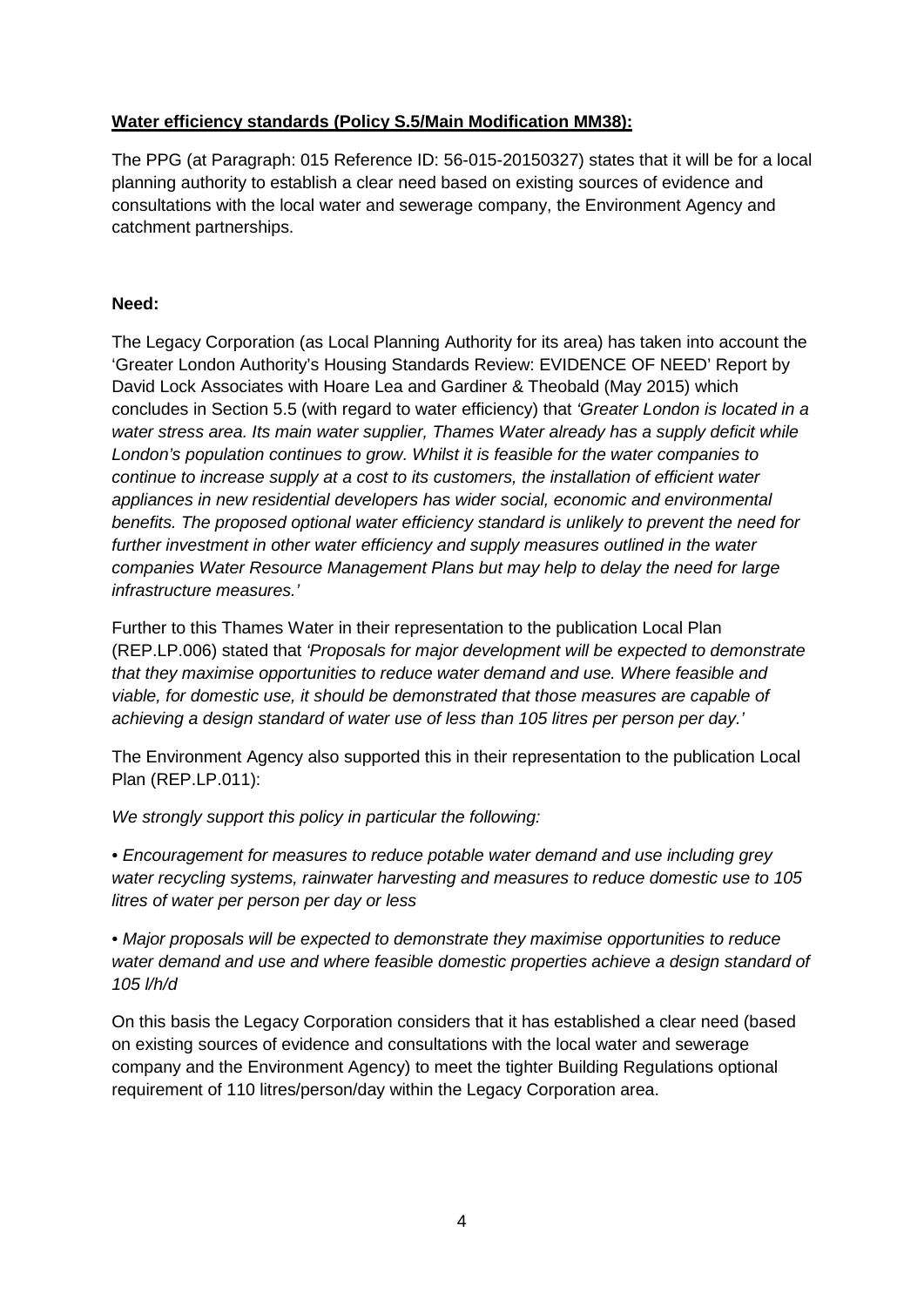**Water efficiency standards (Policy S.5/Main Modification MM38):**

The PPG (at Paragraph: 015 Reference ID: 56-015-20150327) states that it will be for a local planning authority to establish a clear need based on existing sources of evidence and consultations with the local water and sewerage company, the Environment Agency and catchment partnerships.

**Need:**

The Legacy Corporation (as Local Planning Authority for its area) has taken into account the 'Greater London Authority's Housing Standards Review: EVIDENCE OF NEED' Report by David Lock Associates with Hoare Lea and Gardiner & Theobald (May 2015) which concludes in Section 5.5 (with regard to water efficiency) that *'Greater London is located in a water stress area. Its main water supplier, Thames Water already has a supply deficit while London's population continues to grow. Whilst it is feasible for the water companies to continue to increase supply at a cost to its customers, the installation of efficient water appliances in new residential developers has wider social, economic and environmental benefits. The proposed optional water efficiency standard is unlikely to prevent the need for further investment in other water efficiency and supply measures outlined in the water companies Water Resource Management Plans but may help to delay the need for large infrastructure measures.'*

Further to this Thames Water in their representation to the publication Local Plan (REP.LP.006) stated that *'Proposals for major development will be expected to demonstrate that they maximise opportunities to reduce water demand and use. Where feasible and viable, for domestic use, it should be demonstrated that those measures are capable of achieving a design standard of water use of less than 105 litres per person per day.'*

The Environment Agency also supported this in their representation to the publication Local Plan (REP.LP.011):

*We strongly support this policy in particular the following:*

- *Encouragement for measures to reduce potable water demand and use including grey water recycling systems, rainwater harvesting and measures to reduce domestic use to 105 litres of water per person per day or less*

- *Major proposals will be expected to demonstrate they maximise opportunities to reduce water demand and use and where feasible domestic properties achieve a design standard of 105 l/h/d*

On this basis the Legacy Corporation considers that it has established a clear need (based on existing sources of evidence and consultations with the local water and sewerage company and the Environment Agency) to meet the tighter Building Regulations optional requirement of 110 litres/person/day within the Legacy Corporation area.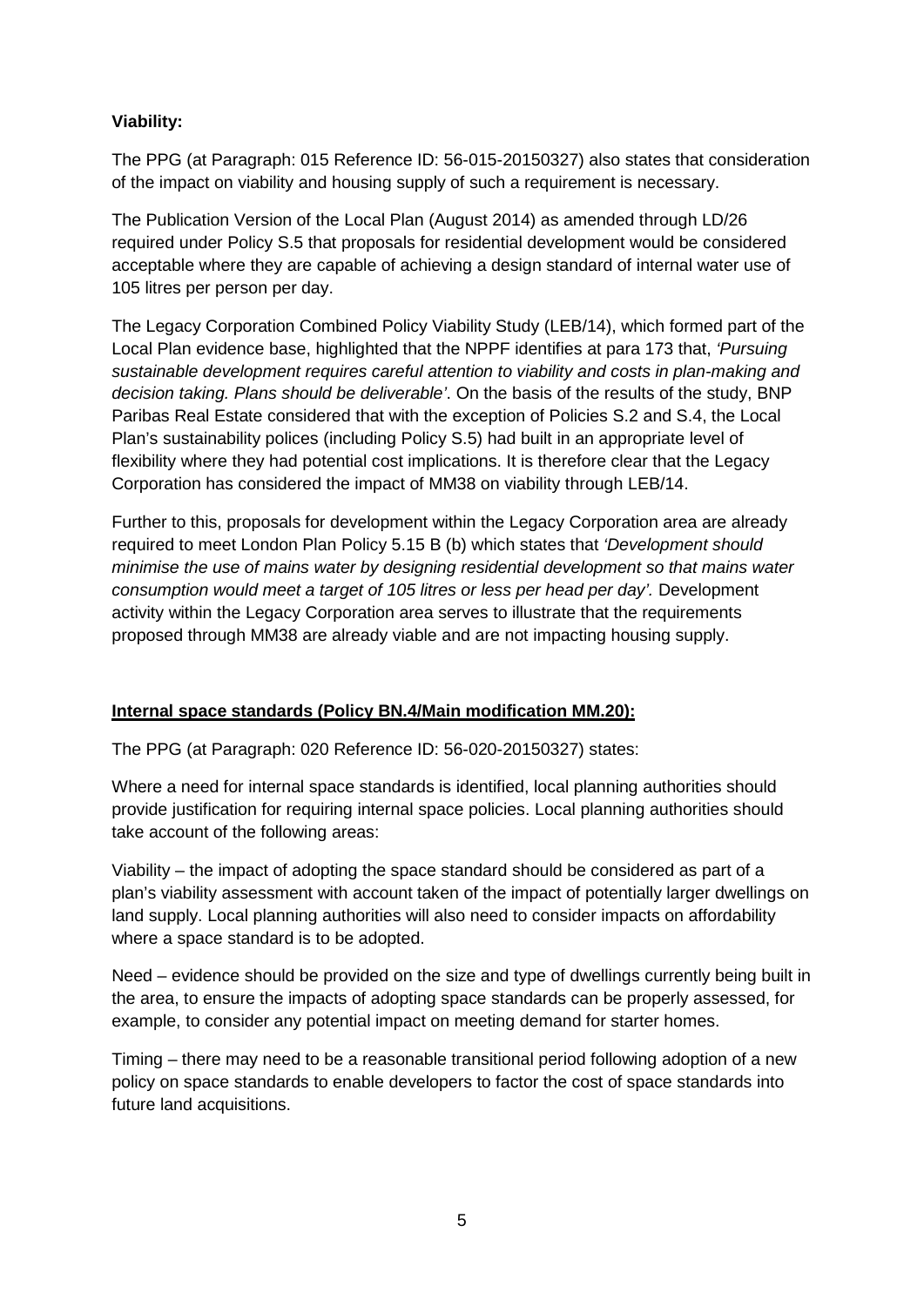**Viability:**

The PPG (at Paragraph: 015 Reference ID: 56-015-20150327) also states that consideration of the impact on viability and housing supply of such a requirement is necessary.

The Publication Version of the Local Plan (August 2014) as amended through LD/26 required under Policy S.5 that proposals for residential development would be considered acceptable where they are capable of achieving a design standard of internal water use of 105 litres per person per day.

The Legacy Corporation Combined Policy Viability Study (LEB/14), which formed part of the Local Plan evidence base, highlighted that the NPPF identifies at para 173 that, *'Pursuing sustainable development requires careful attention to viability and costs in plan-making and decision taking. Plans should be deliverable'*. On the basis of the results of the study, BNP Paribas Real Estate considered that with the exception of Policies S.2 and S.4, the Local Plan's sustainability polices (including Policy S.5) had built in an appropriate level of flexibility where they had potential cost implications. It is therefore clear that the Legacy Corporation has considered the impact of MM38 on viability through LEB/14.

Further to this, proposals for development within the Legacy Corporation area are already required to meet London Plan Policy 5.15 B (b) which states that *'Development should minimise the use of mains water by designing residential development so that mains water consumption would meet a target of 105 litres or less per head per day'*. Development activity within the Legacy Corporation area serves to illustrate that the requirements proposed through MM38 are already viable and are not impacting housing supply.

**Internal space standards (Policy BN.4/Main modification MM.20):**

The PPG (at Paragraph: 020 Reference ID: 56-020-20150327) states:

Where a need for internal space standards is identified, local planning authorities should provide justification for requiring internal space policies. Local planning authorities should take account of the following areas:

Viability – the impact of adopting the space standard should be considered as part of a plan's viability assessment with account taken of the impact of potentially larger dwellings on land supply. Local planning authorities will also need to consider impacts on affordability where a space standard is to be adopted.

Need – evidence should be provided on the size and type of dwellings currently being built in the area, to ensure the impacts of adopting space standards can be properly assessed, for example, to consider any potential impact on meeting demand for starter homes.

Timing – there may need to be a reasonable transitional period following adoption of a new policy on space standards to enable developers to factor the cost of space standards into future land acquisitions.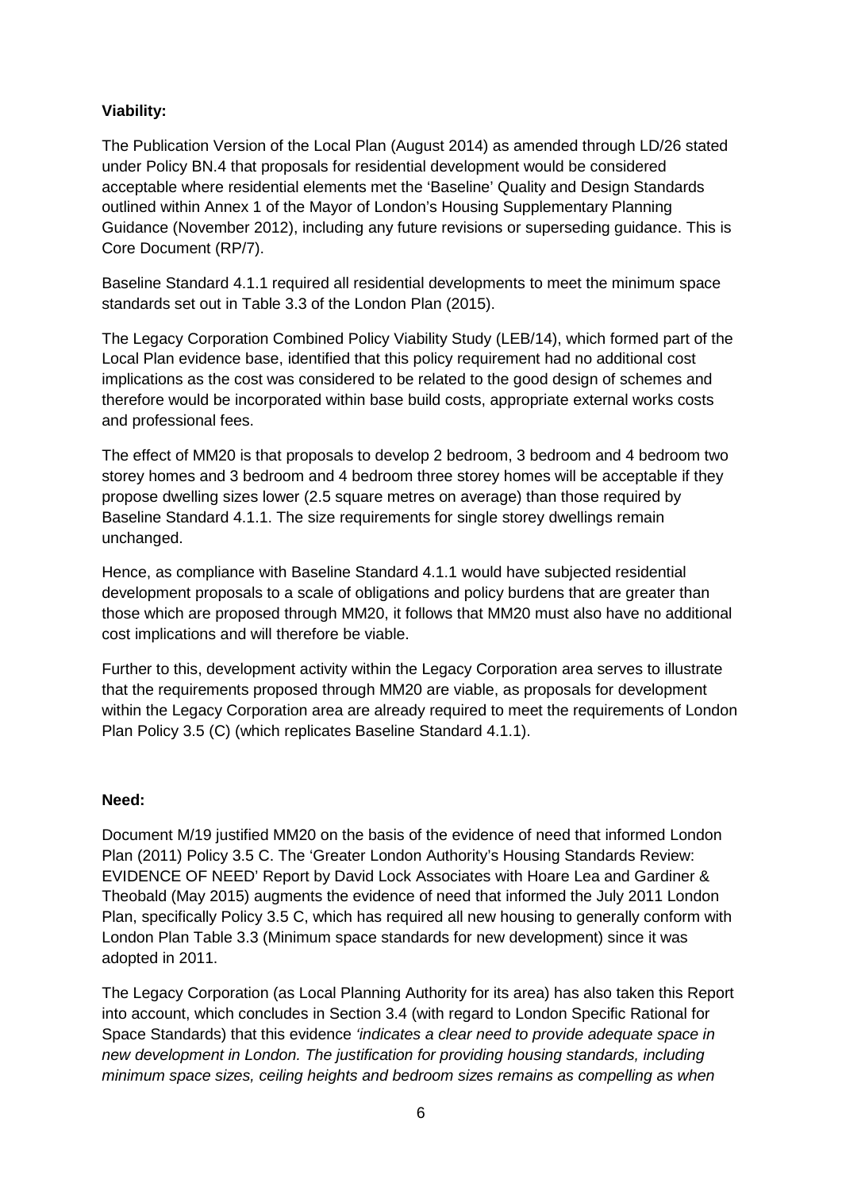**Viability:**

The Publication Version of the Local Plan (August 2014) as amended through LD/26 stated under Policy BN.4 that proposals for residential development would be considered acceptable where residential elements met the 'Baseline' Quality and Design Standards outlined within Annex 1 of the Mayor of London's Housing Supplementary Planning Guidance (November 2012), including any future revisions or superseding guidance. This is Core Document (RP/7).

Baseline Standard 4.1.1 required all residential developments to meet the minimum space standards set out in Table 3.3 of the London Plan (2015).

The Legacy Corporation Combined Policy Viability Study (LEB/14), which formed part of the Local Plan evidence base, identified that this policy requirement had no additional cost implications as the cost was considered to be related to the good design of schemes and therefore would be incorporated within base build costs, appropriate external works costs and professional fees.

The effect of MM20 is that proposals to develop 2 bedroom, 3 bedroom and 4 bedroom two storey homes and 3 bedroom and 4 bedroom three storey homes will be acceptable if they propose dwelling sizes lower (2.5 square metres on average) than those required by Baseline Standard 4.1.1. The size requirements for single storey dwellings remain unchanged.

Hence, as compliance with Baseline Standard 4.1.1 would have subjected residential development proposals to a scale of obligations and policy burdens that are greater than those which are proposed through MM20, it follows that MM20 must also have no additional cost implications and will therefore be viable.

Further to this, development activity within the Legacy Corporation area serves to illustrate that the requirements proposed through MM20 are viable, as proposals for development within the Legacy Corporation area are already required to meet the requirements of London Plan Policy 3.5 (C) (which replicates Baseline Standard 4.1.1).

**Need:**

Document M/19 justified MM20 on the basis of the evidence of need that informed London Plan (2011) Policy 3.5 C. The 'Greater London Authority's Housing Standards Review: EVIDENCE OF NEED' Report by David Lock Associates with Hoare Lea and Gardiner & Theobald (May 2015) augments the evidence of need that informed the July 2011 London Plan, specifically Policy 3.5 C, which has required all new housing to generally conform with London Plan Table 3.3 (Minimum space standards for new development) since it was adopted in 2011.

The Legacy Corporation (as Local Planning Authority for its area) has also taken this Report into account, which concludes in Section 3.4 (with regard to London Specific Rational for Space Standards) that this evidence *'indicates a clear need to provide adequate space in new development in London. The justification for providing housing standards, including minimum space sizes, ceiling heights and bedroom sizes remains as compelling as when*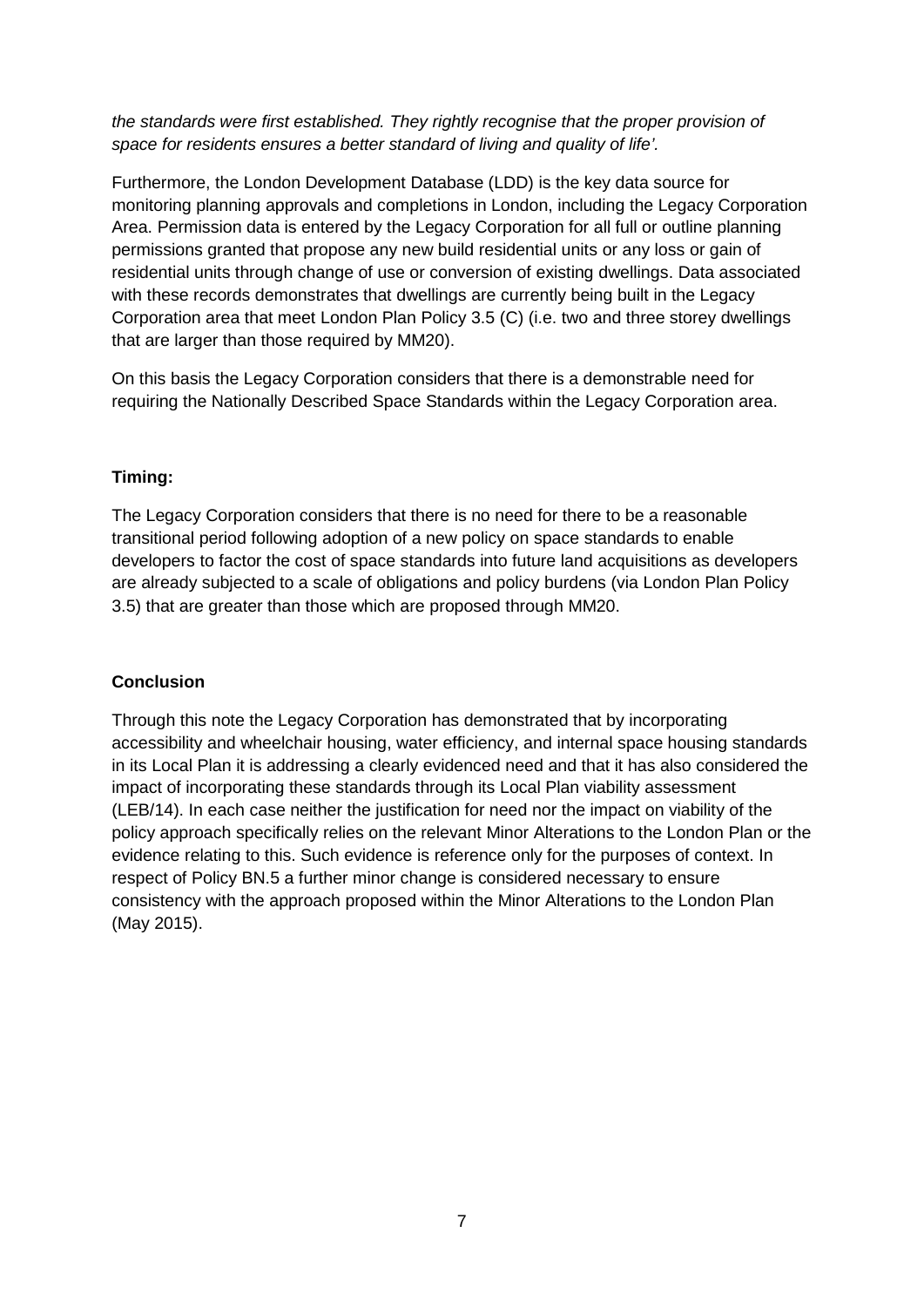*the standards were first established. They rightly recognise that the proper provision of space for residents ensures a better standard of living and quality of life'.*

Furthermore, the London Development Database (LDD) is the key data source for monitoring planning approvals and completions in London, including the Legacy Corporation Area. Permission data is entered by the Legacy Corporation for all full or outline planning permissions granted that propose any new build residential units or any loss or gain of residential units through change of use or conversion of existing dwellings. Data associated with these records demonstrates that dwellings are currently being built in the Legacy Corporation area that meet London Plan Policy 3.5 (C) (i.e. two and three storey dwellings that are larger than those required by MM20).

On this basis the Legacy Corporation considers that there is a demonstrable need for requiring the Nationally Described Space Standards within the Legacy Corporation area.

**Timing:**

The Legacy Corporation considers that there is no need for there to be a reasonable transitional period following adoption of a new policy on space standards to enable developers to factor the cost of space standards into future land acquisitions as developers are already subjected to a scale of obligations and policy burdens (via London Plan Policy 3.5) that are greater than those which are proposed through MM20.

## Conclusion

Through this note the Legacy Corporation has demonstrated that by incorporating accessibility and wheelchair housing, water efficiency, and internal space housing standards in its Local Plan it is addressing a clearly evidenced need and that it has also considered the impact of incorporating these standards through its Local Plan viability assessment (LEB/14). In each case neither the justification for need nor the impact on viability of the policy approach specifically relies on the relevant Minor Alterations to the London Plan or the evidence relating to this. Such evidence is reference only for the purposes of context. In respect of Policy BN.5 a further minor change is considered necessary to ensure consistency with the approach proposed within the Minor Alterations to the London Plan (May 2015).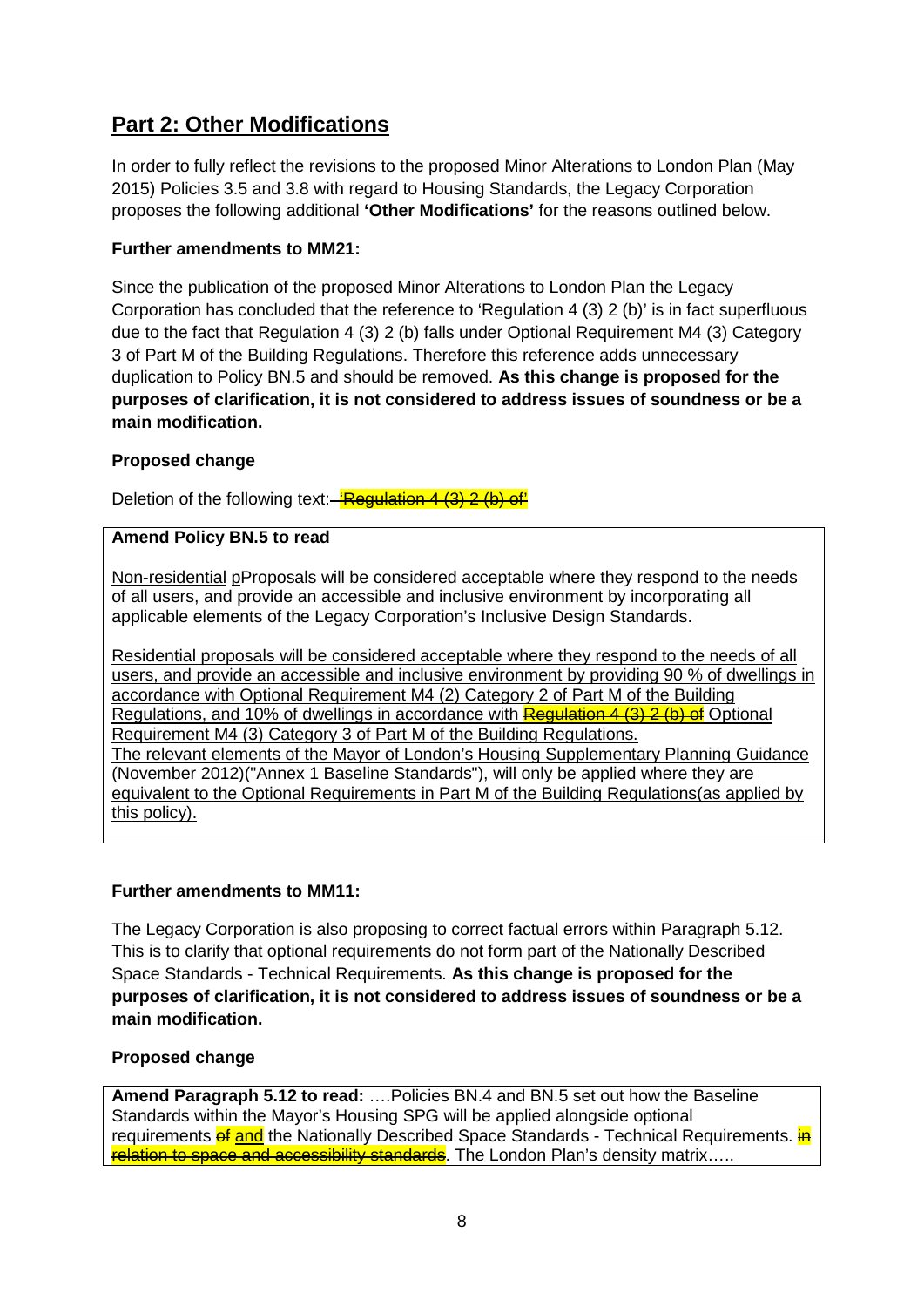## Part 2: Other Modifications

In order to fully reflect the revisions to the proposed Minor Alterations to London Plan (May 2015) Policies 3.5 and 3.8 with regard to Housing Standards, the Legacy Corporation proposes the following additional **'Other Modifications'** for the reasons outlined below.

**Further amendments to MM21:**

Since the publication of the proposed Minor Alterations to London Plan the Legacy Corporation has concluded that the reference to 'Regulation 4 (3) 2 (b)' is in fact superfluous due to the fact that Regulation 4 (3) 2 (b) falls under Optional Requirement M4 (3) Category 3 of Part M of the Building Regulations. Therefore this reference adds unnecessary duplication to Policy BN.5 and should be removed. **As this change is proposed for the purposes of clarification, it is not considered to address issues of soundness or be a main modification.**

**Proposed change**

Deletion of the following text: ~~'Regulation 4 (3) 2 (b) of'~~

| **Amend Policy BN.5 to read** |
|---|
| Non-residential ~~p~~Proposals will be considered acceptable where they respond to the needs of all users, and provide an accessible and inclusive environment by incorporating all applicable elements of the Legacy Corporation's Inclusive Design Standards.<br><br>Residential proposals will be considered acceptable where they respond to the needs of all users, and provide an accessible and inclusive environment by providing 90 % of dwellings in accordance with Optional Requirement M4 (2) Category 2 of Part M of the Building Regulations, and 10% of dwellings in accordance with ~~Regulation 4 (3) 2 (b) of~~ Optional Requirement M4 (3) Category 3 of Part M of the Building Regulations.<br>The relevant elements of the Mayor of London's Housing Supplementary Planning Guidance (November 2012)("Annex 1 Baseline Standards"), will only be applied where they are equivalent to the Optional Requirements in Part M of the Building Regulations(as applied by this policy). |

**Further amendments to MM11:**

The Legacy Corporation is also proposing to correct factual errors within Paragraph 5.12. This is to clarify that optional requirements do not form part of the Nationally Described Space Standards - Technical Requirements. **As this change is proposed for the purposes of clarification, it is not considered to address issues of soundness or be a main modification.**

**Proposed change**

| **Amend Paragraph 5.12 to read:** ….Policies BN.4 and BN.5 set out how the Baseline Standards within the Mayor's Housing SPG will be applied alongside optional requirements ~~of~~ and the Nationally Described Space Standards - Technical Requirements. ~~in relation to space and accessibility standards~~. The London Plan's density matrix….. |
|---|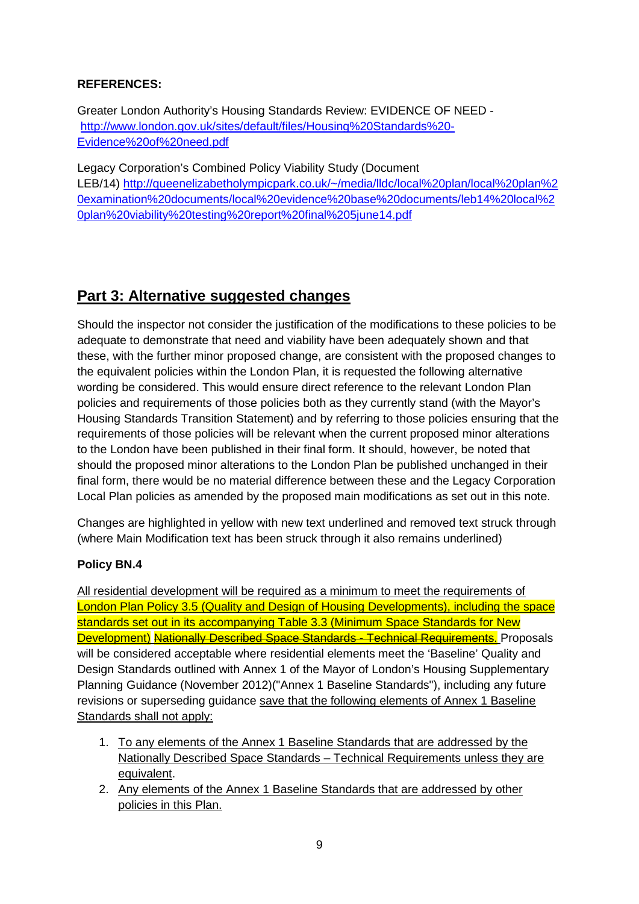**REFERENCES:**

Greater London Authority's Housing Standards Review: EVIDENCE OF NEED - http://www.london.gov.uk/sites/default/files/Housing%20Standards%20-Evidence%20of%20need.pdf

Legacy Corporation's Combined Policy Viability Study (Document LEB/14) http://queenelizabetholympicpark.co.uk/~/media/lldc/local%20plan/local%20plan%20examination%20documents/local%20evidence%20base%20documents/leb14%20local%20plan%20viability%20testing%20report%20final%205june14.pdf

## Part 3: Alternative suggested changes

Should the inspector not consider the justification of the modifications to these policies to be adequate to demonstrate that need and viability have been adequately shown and that these, with the further minor proposed change, are consistent with the proposed changes to the equivalent policies within the London Plan, it is requested the following alternative wording be considered. This would ensure direct reference to the relevant London Plan policies and requirements of those policies both as they currently stand (with the Mayor's Housing Standards Transition Statement) and by referring to those policies ensuring that the requirements of those policies will be relevant when the current proposed minor alterations to the London have been published in their final form. It should, however, be noted that should the proposed minor alterations to the London Plan be published unchanged in their final form, there would be no material difference between these and the Legacy Corporation Local Plan policies as amended by the proposed main modifications as set out in this note.

Changes are highlighted in yellow with new text underlined and removed text struck through (where Main Modification text has been struck through it also remains underlined)

**Policy BN.4**

<u>All residential development will be required as a minimum to meet the requirements of London Plan Policy 3.5 (Quality and Design of Housing Developments), including the space standards set out in its accompanying Table 3.3 (Minimum Space Standards for New Development) ~~Nationally Described Space Standards - Technical Requirements.~~</u> Proposals will be considered acceptable where residential elements meet the 'Baseline' Quality and Design Standards outlined with Annex 1 of the Mayor of London's Housing Supplementary Planning Guidance (November 2012)("Annex 1 Baseline Standards"), including any future revisions or superseding guidance <u>save that the following elements of Annex 1 Baseline Standards shall not apply:</u>

1. <u>To any elements of the Annex 1 Baseline Standards that are addressed by the Nationally Described Space Standards – Technical Requirements unless they are equivalent</u>.
2. <u>Any elements of the Annex 1 Baseline Standards that are addressed by other policies in this Plan.</u>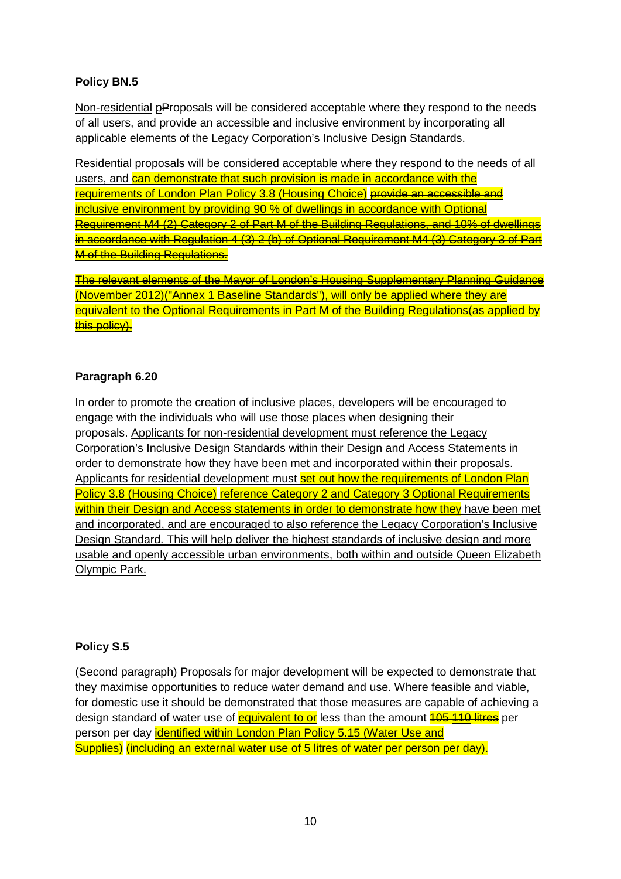**Policy BN.5**

Non-residential p~~P~~roposals will be considered acceptable where they respond to the needs of all users, and provide an accessible and inclusive environment by incorporating all applicable elements of the Legacy Corporation's Inclusive Design Standards.

Residential proposals will be considered acceptable where they respond to the needs of all users, and can demonstrate that such provision is made in accordance with the requirements of London Plan Policy 3.8 (Housing Choice) ~~provide an accessible and inclusive environment by providing 90 % of dwellings in accordance with Optional Requirement M4 (2) Category 2 of Part M of the Building Regulations, and 10% of dwellings in accordance with Regulation 4 (3) 2 (b) of Optional Requirement M4 (3) Category 3 of Part M of the Building Regulations.~~

~~The relevant elements of the Mayor of London's Housing Supplementary Planning Guidance (November 2012)("Annex 1 Baseline Standards"), will only be applied where they are equivalent to the Optional Requirements in Part M of the Building Regulations(as applied by this policy).~~

**Paragraph 6.20**

In order to promote the creation of inclusive places, developers will be encouraged to engage with the individuals who will use those places when designing their proposals. Applicants for non-residential development must reference the Legacy Corporation's Inclusive Design Standards within their Design and Access Statements in order to demonstrate how they have been met and incorporated within their proposals. Applicants for residential development must set out how the requirements of London Plan Policy 3.8 (Housing Choice) ~~reference Category 2 and Category 3 Optional Requirements within their Design and Access statements in order to demonstrate how they~~ have been met and incorporated, and are encouraged to also reference the Legacy Corporation's Inclusive Design Standard. This will help deliver the highest standards of inclusive design and more usable and openly accessible urban environments, both within and outside Queen Elizabeth Olympic Park.

**Policy S.5**

(Second paragraph) Proposals for major development will be expected to demonstrate that they maximise opportunities to reduce water demand and use. Where feasible and viable, for domestic use it should be demonstrated that those measures are capable of achieving a design standard of water use of equivalent to or less than the amount ~~105~~ ~~110 litres~~ per person per day identified within London Plan Policy 5.15 (Water Use and Supplies) ~~(including an external water use of 5 litres of water per person per day).~~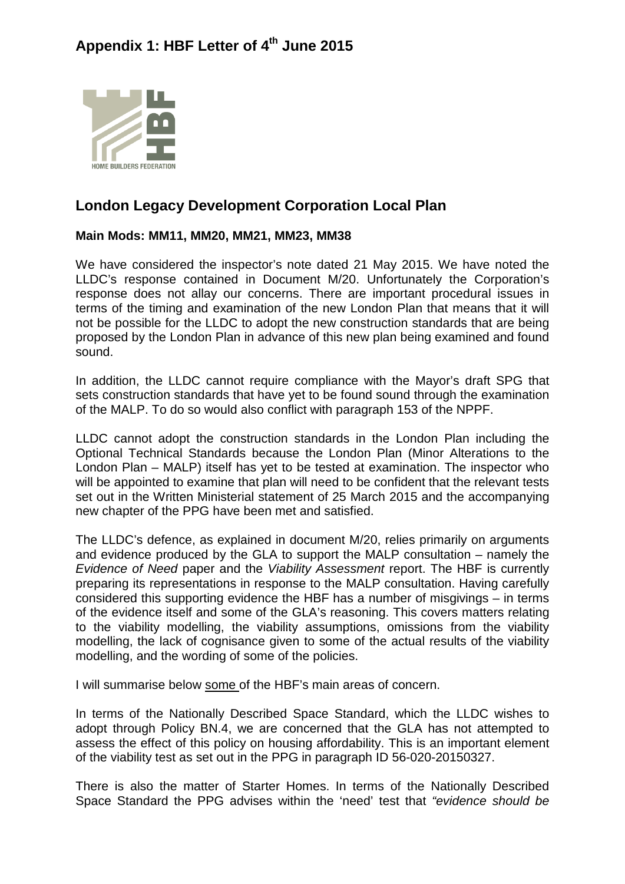# Appendix 1: HBF Letter of 4th June 2015

## London Legacy Development Corporation Local Plan

**Main Mods: MM11, MM20, MM21, MM23, MM38**

We have considered the inspector's note dated 21 May 2015. We have noted the LLDC's response contained in Document M/20. Unfortunately the Corporation's response does not allay our concerns. There are important procedural issues in terms of the timing and examination of the new London Plan that means that it will not be possible for the LLDC to adopt the new construction standards that are being proposed by the London Plan in advance of this new plan being examined and found sound.

In addition, the LLDC cannot require compliance with the Mayor's draft SPG that sets construction standards that have yet to be found sound through the examination of the MALP. To do so would also conflict with paragraph 153 of the NPPF.

LLDC cannot adopt the construction standards in the London Plan including the Optional Technical Standards because the London Plan (Minor Alterations to the London Plan – MALP) itself has yet to be tested at examination. The inspector who will be appointed to examine that plan will need to be confident that the relevant tests set out in the Written Ministerial statement of 25 March 2015 and the accompanying new chapter of the PPG have been met and satisfied.

The LLDC's defence, as explained in document M/20, relies primarily on arguments and evidence produced by the GLA to support the MALP consultation – namely the *Evidence of Need* paper and the *Viability Assessment* report. The HBF is currently preparing its representations in response to the MALP consultation. Having carefully considered this supporting evidence the HBF has a number of misgivings – in terms of the evidence itself and some of the GLA's reasoning. This covers matters relating to the viability modelling, the viability assumptions, omissions from the viability modelling, the lack of cognisance given to some of the actual results of the viability modelling, and the wording of some of the policies.

I will summarise below <u>some</u> of the HBF's main areas of concern.

In terms of the Nationally Described Space Standard, which the LLDC wishes to adopt through Policy BN.4, we are concerned that the GLA has not attempted to assess the effect of this policy on housing affordability. This is an important element of the viability test as set out in the PPG in paragraph ID 56-020-20150327.

There is also the matter of Starter Homes. In terms of the Nationally Described Space Standard the PPG advises within the 'need' test that *"evidence should be*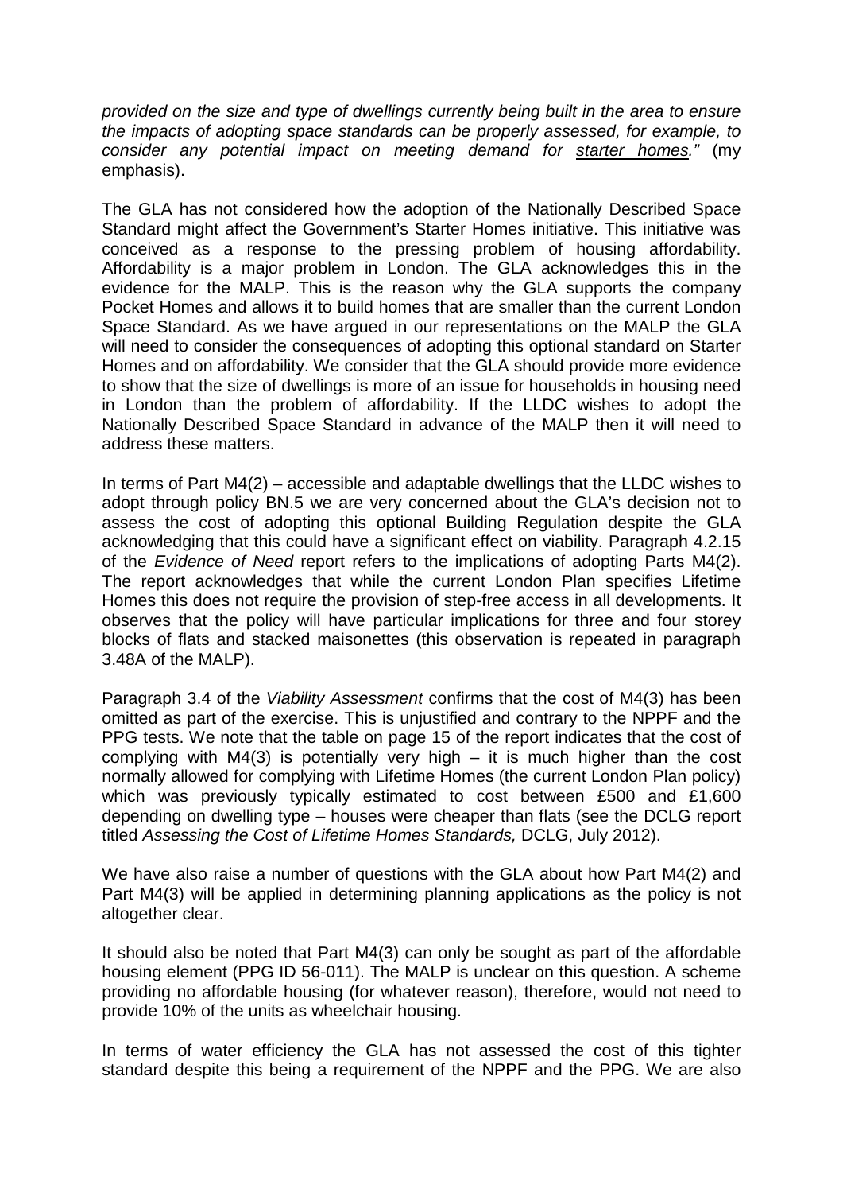*provided on the size and type of dwellings currently being built in the area to ensure the impacts of adopting space standards can be properly assessed, for example, to consider any potential impact on meeting demand for starter homes."* (my emphasis).

The GLA has not considered how the adoption of the Nationally Described Space Standard might affect the Government's Starter Homes initiative. This initiative was conceived as a response to the pressing problem of housing affordability. Affordability is a major problem in London. The GLA acknowledges this in the evidence for the MALP. This is the reason why the GLA supports the company Pocket Homes and allows it to build homes that are smaller than the current London Space Standard. As we have argued in our representations on the MALP the GLA will need to consider the consequences of adopting this optional standard on Starter Homes and on affordability. We consider that the GLA should provide more evidence to show that the size of dwellings is more of an issue for households in housing need in London than the problem of affordability. If the LLDC wishes to adopt the Nationally Described Space Standard in advance of the MALP then it will need to address these matters.

In terms of Part M4(2) – accessible and adaptable dwellings that the LLDC wishes to adopt through policy BN.5 we are very concerned about the GLA's decision not to assess the cost of adopting this optional Building Regulation despite the GLA acknowledging that this could have a significant effect on viability. Paragraph 4.2.15 of the *Evidence of Need* report refers to the implications of adopting Parts M4(2). The report acknowledges that while the current London Plan specifies Lifetime Homes this does not require the provision of step-free access in all developments. It observes that the policy will have particular implications for three and four storey blocks of flats and stacked maisonettes (this observation is repeated in paragraph 3.48A of the MALP).

Paragraph 3.4 of the *Viability Assessment* confirms that the cost of M4(3) has been omitted as part of the exercise. This is unjustified and contrary to the NPPF and the PPG tests. We note that the table on page 15 of the report indicates that the cost of complying with M4(3) is potentially very high – it is much higher than the cost normally allowed for complying with Lifetime Homes (the current London Plan policy) which was previously typically estimated to cost between £500 and £1,600 depending on dwelling type – houses were cheaper than flats (see the DCLG report titled *Assessing the Cost of Lifetime Homes Standards,* DCLG, July 2012).

We have also raise a number of questions with the GLA about how Part M4(2) and Part M4(3) will be applied in determining planning applications as the policy is not altogether clear.

It should also be noted that Part M4(3) can only be sought as part of the affordable housing element (PPG ID 56-011). The MALP is unclear on this question. A scheme providing no affordable housing (for whatever reason), therefore, would not need to provide 10% of the units as wheelchair housing.

In terms of water efficiency the GLA has not assessed the cost of this tighter standard despite this being a requirement of the NPPF and the PPG. We are also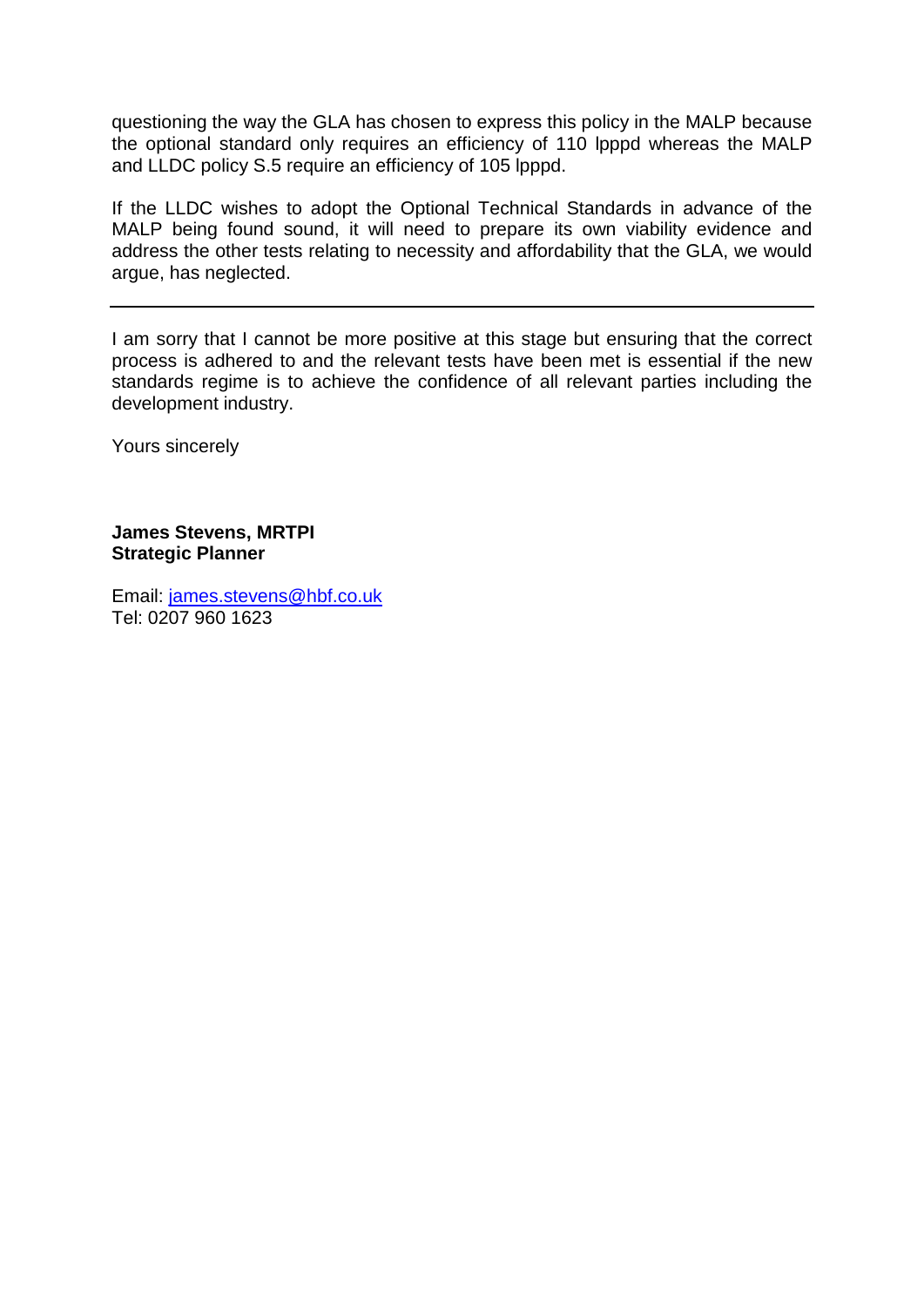questioning the way the GLA has chosen to express this policy in the MALP because the optional standard only requires an efficiency of 110 lpppd whereas the MALP and LLDC policy S.5 require an efficiency of 105 lpppd.

If the LLDC wishes to adopt the Optional Technical Standards in advance of the MALP being found sound, it will need to prepare its own viability evidence and address the other tests relating to necessity and affordability that the GLA, we would argue, has neglected.

---

I am sorry that I cannot be more positive at this stage but ensuring that the correct process is adhered to and the relevant tests have been met is essential if the new standards regime is to achieve the confidence of all relevant parties including the development industry.

Yours sincerely

**James Stevens, MRTPI**
**Strategic Planner**

Email: james.stevens@hbf.co.uk
Tel: 0207 960 1623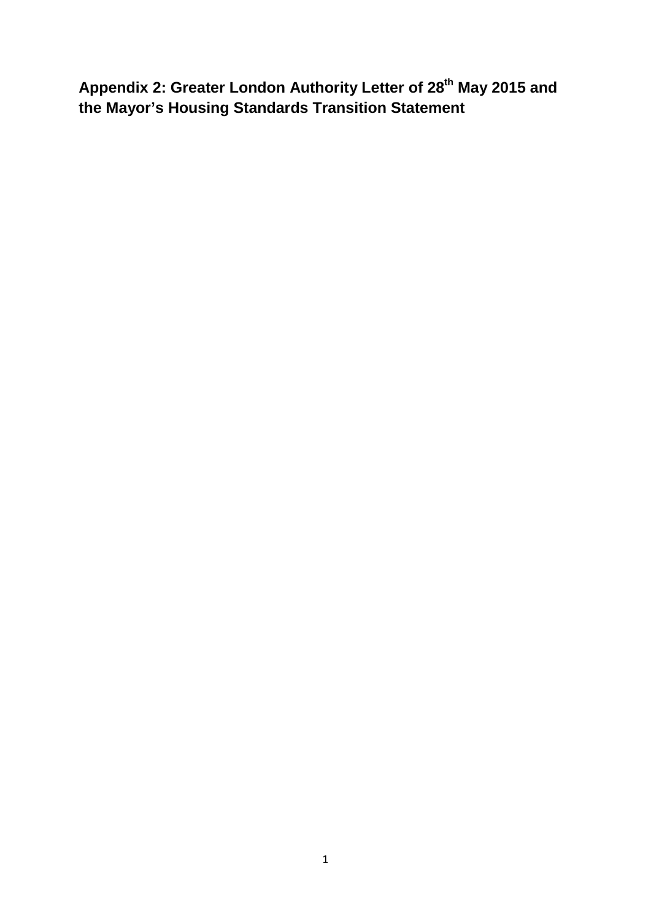# Appendix 2: Greater London Authority Letter of 28th May 2015 and the Mayor's Housing Standards Transition Statement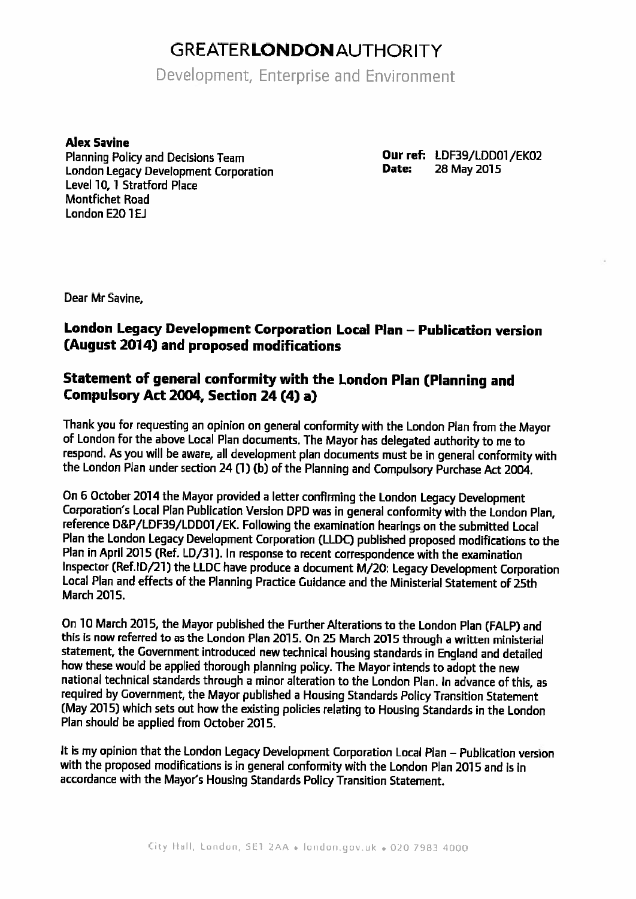# GREATER**LONDON**AUTHORITY

Development, Enterprise and Environment

**Alex Savine**
Planning Policy and Decisions Team
London Legacy Development Corporation
Level 10, 1 Stratford Place
Montfichet Road
London E20 1EJ

**Our ref:** LDF39/LDD01/EK02
**Date:** 28 May 2015

Dear Mr Savine,

## London Legacy Development Corporation Local Plan – Publication version (August 2014) and proposed modifications

## Statement of general conformity with the London Plan (Planning and Compulsory Act 2004, Section 24 (4) a)

Thank you for requesting an opinion on general conformity with the London Plan from the Mayor of London for the above Local Plan documents. The Mayor has delegated authority to me to respond. As you will be aware, all development plan documents must be in general conformity with the London Plan under section 24 (1) (b) of the Planning and Compulsory Purchase Act 2004.

On 6 October 2014 the Mayor provided a letter confirming the London Legacy Development Corporation's Local Plan Publication Version DPD was in general conformity with the London Plan, reference D&P/LDF39/LDD01/EK. Following the examination hearings on the submitted Local Plan the London Legacy Development Corporation (LLDC) published proposed modifications to the Plan in April 2015 (Ref. LD/31). In response to recent correspondence with the examination Inspector (Ref.ID/21) the LLDC have produce a document M/20: Legacy Development Corporation Local Plan and effects of the Planning Practice Guidance and the Ministerial Statement of 25th March 2015.

On 10 March 2015, the Mayor published the Further Alterations to the London Plan (FALP) and this is now referred to as the London Plan 2015. On 25 March 2015 through a written ministerial statement, the Government introduced new technical housing standards in England and detailed how these would be applied thorough planning policy. The Mayor intends to adopt the new national technical standards through a minor alteration to the London Plan. In advance of this, as required by Government, the Mayor published a Housing Standards Policy Transition Statement (May 2015) which sets out how the existing policies relating to Housing Standards in the London Plan should be applied from October 2015.

It is my opinion that the London Legacy Development Corporation Local Plan – Publication version with the proposed modifications is in general conformity with the London Plan 2015 and is in accordance with the Mayor's Housing Standards Policy Transition Statement.

City Hall, London, SE1 2AA • london.gov.uk • 020 7983 4000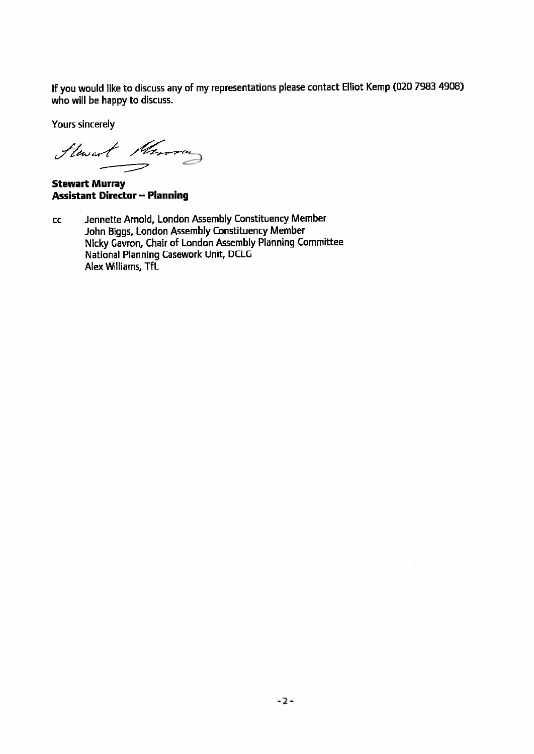If you would like to discuss any of my representations please contact Elliot Kemp (020 7983 4908) who will be happy to discuss.

Yours sincerely

**Stewart Murray**
**Assistant Director – Planning**

cc Jennette Arnold, London Assembly Constituency Member
John Biggs, London Assembly Constituency Member
Nicky Gavron, Chair of London Assembly Planning Committee
National Planning Casework Unit, DCLG
Alex Williams, TfL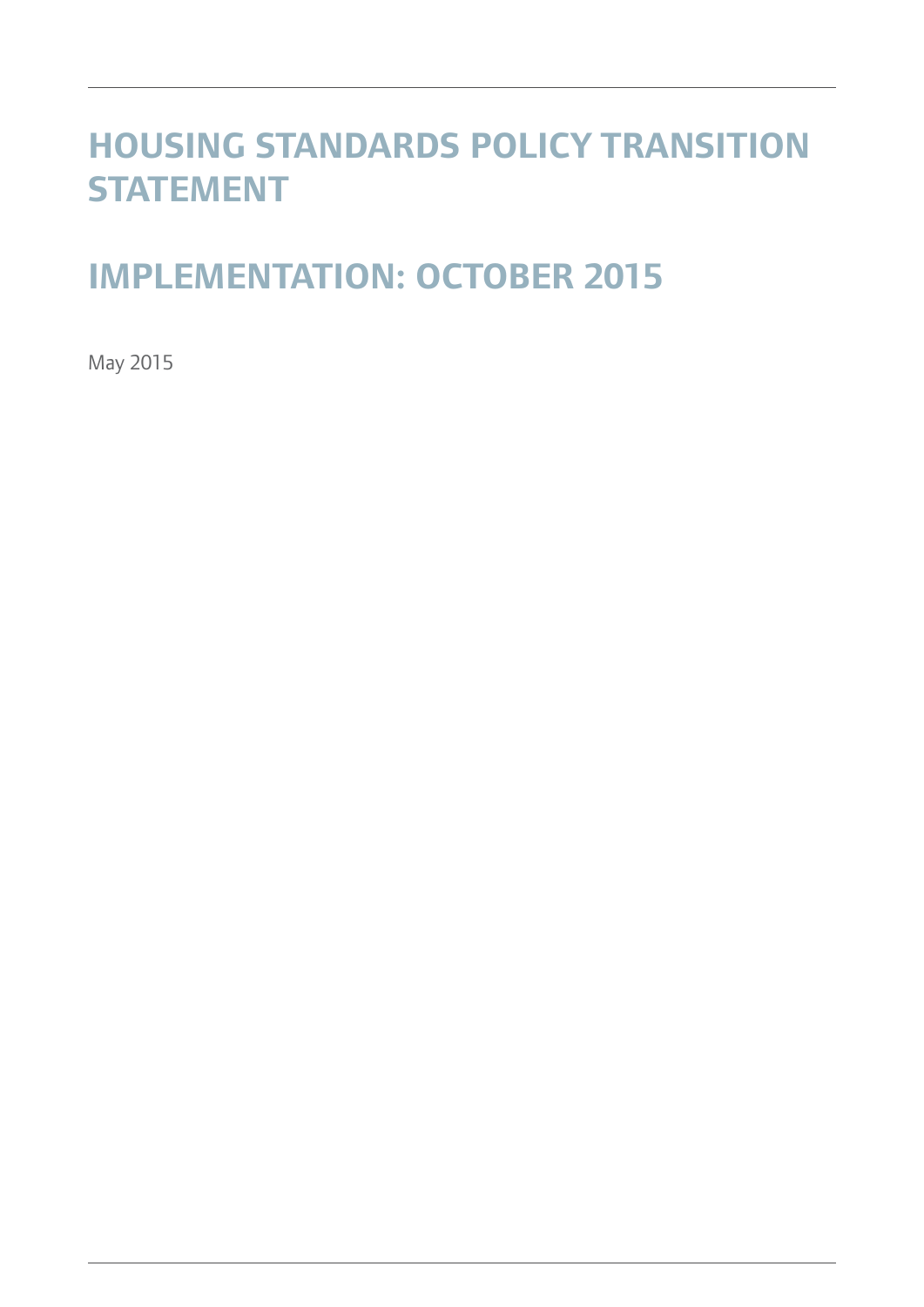# HOUSING STANDARDS POLICY TRANSITION STATEMENT

# IMPLEMENTATION: OCTOBER 2015

May 2015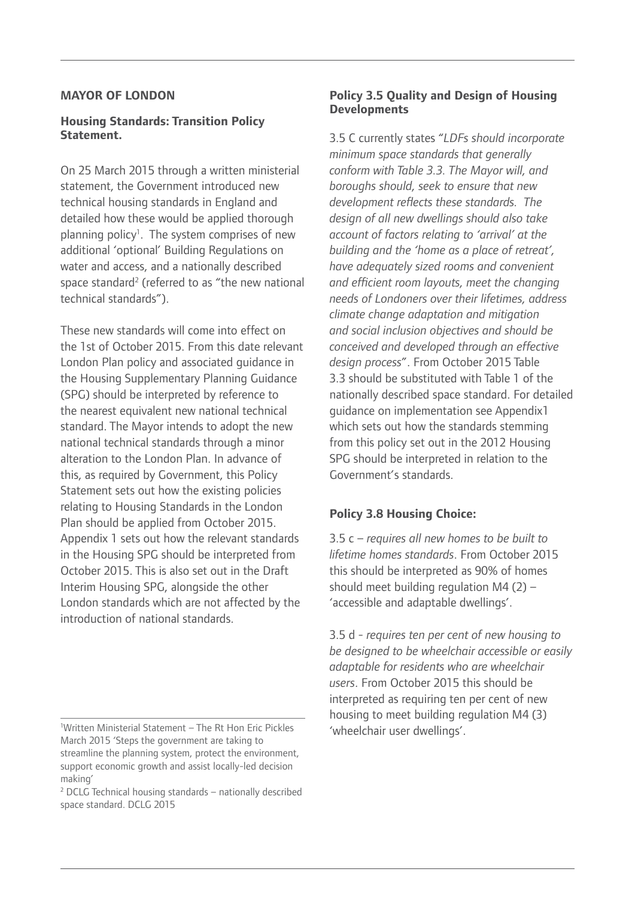**MAYOR OF LONDON**

**Housing Standards: Transition Policy Statement.**

On 25 March 2015 through a written ministerial statement, the Government introduced new technical housing standards in England and detailed how these would be applied thorough planning policy[1]. The system comprises of new additional 'optional' Building Regulations on water and access, and a nationally described space standard[2] (referred to as "the new national technical standards").

These new standards will come into effect on the 1st of October 2015. From this date relevant London Plan policy and associated guidance in the Housing Supplementary Planning Guidance (SPG) should be interpreted by reference to the nearest equivalent new national technical standard. The Mayor intends to adopt the new national technical standards through a minor alteration to the London Plan. In advance of this, as required by Government, this Policy Statement sets out how the existing policies relating to Housing Standards in the London Plan should be applied from October 2015. Appendix 1 sets out how the relevant standards in the Housing SPG should be interpreted from October 2015. This is also set out in the Draft Interim Housing SPG, alongside the other London standards which are not affected by the introduction of national standards.

**Policy 3.5 Quality and Design of Housing Developments**

3.5 C currently states "*LDFs should incorporate minimum space standards that generally conform with Table 3.3. The Mayor will, and boroughs should, seek to ensure that new development reflects these standards. The design of all new dwellings should also take account of factors relating to 'arrival' at the building and the 'home as a place of retreat', have adequately sized rooms and convenient and efficient room layouts, meet the changing needs of Londoners over their lifetimes, address climate change adaptation and mitigation and social inclusion objectives and should be conceived and developed through an effective design process*". From October 2015 Table 3.3 should be substituted with Table 1 of the nationally described space standard. For detailed guidance on implementation see Appendix1 which sets out how the standards stemming from this policy set out in the 2012 Housing SPG should be interpreted in relation to the Government's standards.

**Policy 3.8 Housing Choice:**

3.5 c – *requires all new homes to be built to lifetime homes standards*. From October 2015 this should be interpreted as 90% of homes should meet building regulation M4 (2) – 'accessible and adaptable dwellings'.

3.5 d - *requires ten per cent of new housing to be designed to be wheelchair accessible or easily adaptable for residents who are wheelchair users*. From October 2015 this should be interpreted as requiring ten per cent of new housing to meet building regulation M4 (3) 'wheelchair user dwellings'.

---

[1] Written Ministerial Statement – The Rt Hon Eric Pickles March 2015 'Steps the government are taking to streamline the planning system, protect the environment, support economic growth and assist locally-led decision making'

[2] DCLG Technical housing standards – nationally described space standard. DCLG 2015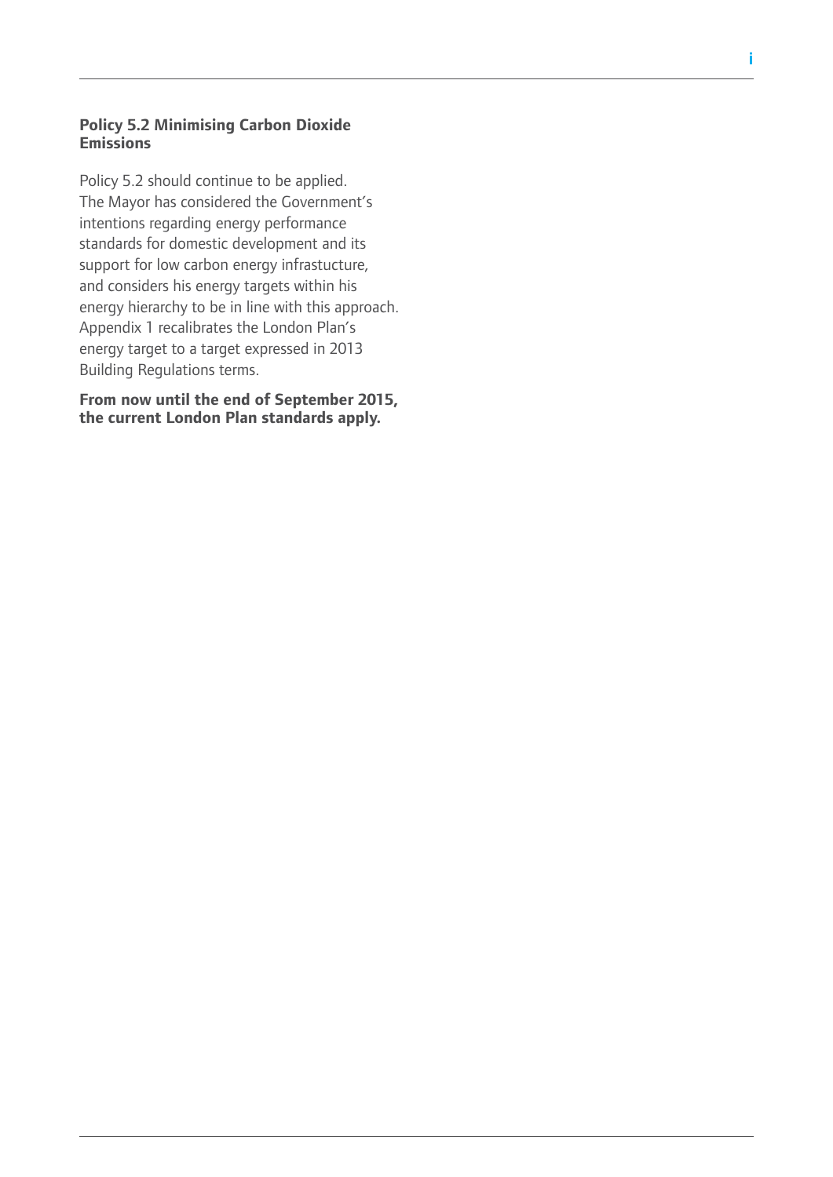**Policy 5.2 Minimising Carbon Dioxide Emissions**

Policy 5.2 should continue to be applied. The Mayor has considered the Government's intentions regarding energy performance standards for domestic development and its support for low carbon energy infrastucture, and considers his energy targets within his energy hierarchy to be in line with this approach. Appendix 1 recalibrates the London Plan's energy target to a target expressed in 2013 Building Regulations terms.

**From now until the end of September 2015, the current London Plan standards apply.**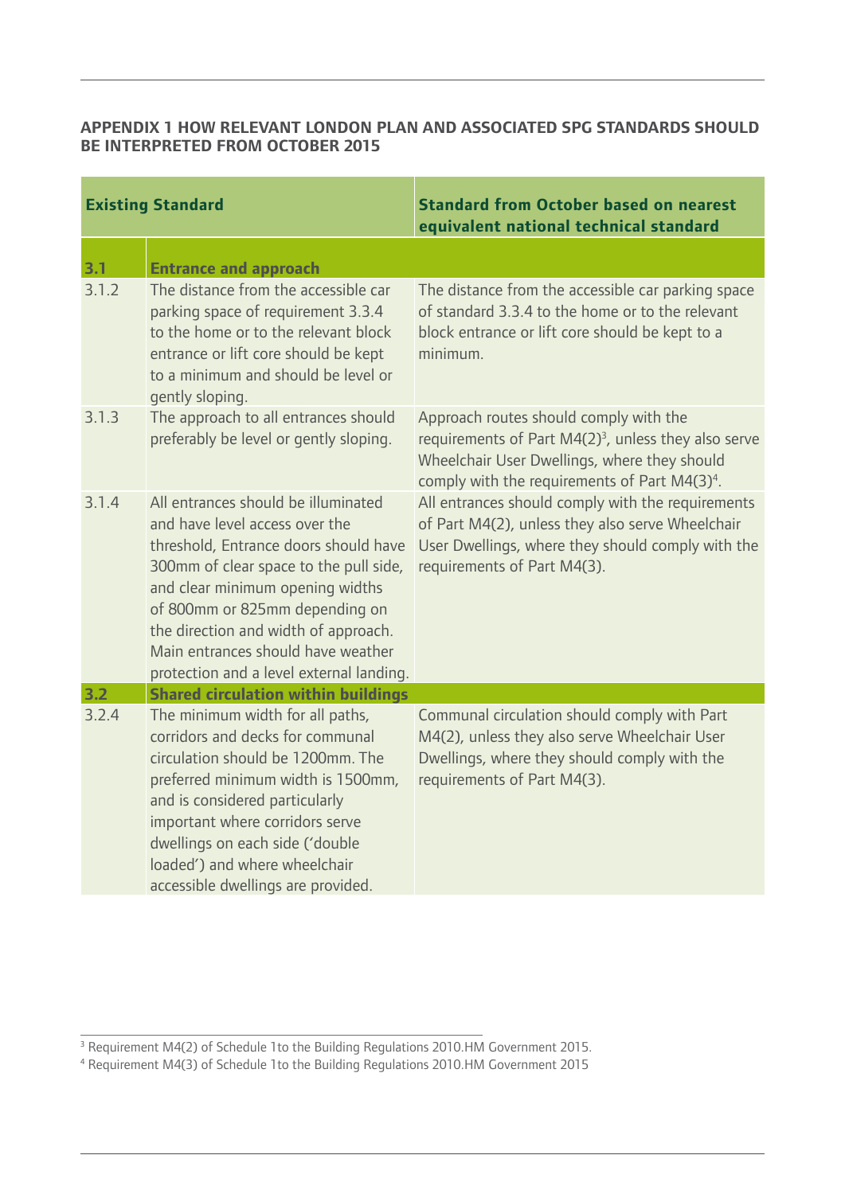## APPENDIX 1 HOW RELEVANT LONDON PLAN AND ASSOCIATED SPG STANDARDS SHOULD BE INTERPRETED FROM OCTOBER 2015

| Existing Standard | | Standard from October based on nearest equivalent national technical standard |
|---|---|---|
| **3.1** | **Entrance and approach** | |
| 3.1.2 | The distance from the accessible car parking space of requirement 3.3.4 to the home or to the relevant block entrance or lift core should be kept to a minimum and should be level or gently sloping. | The distance from the accessible car parking space of standard 3.3.4 to the home or to the relevant block entrance or lift core should be kept to a minimum. |
| 3.1.3 | The approach to all entrances should preferably be level or gently sloping. | Approach routes should comply with the requirements of Part M4(2)[3], unless they also serve Wheelchair User Dwellings, where they should comply with the requirements of Part M4(3)[4]. |
| 3.1.4 | All entrances should be illuminated and have level access over the threshold, Entrance doors should have 300mm of clear space to the pull side, and clear minimum opening widths of 800mm or 825mm depending on the direction and width of approach. Main entrances should have weather protection and a level external landing. | All entrances should comply with the requirements of Part M4(2), unless they also serve Wheelchair User Dwellings, where they should comply with the requirements of Part M4(3). |
| **3.2** | **Shared circulation within buildings** | |
| 3.2.4 | The minimum width for all paths, corridors and decks for communal circulation should be 1200mm. The preferred minimum width is 1500mm, and is considered particularly important where corridors serve dwellings on each side ('double loaded') and where wheelchair accessible dwellings are provided. | Communal circulation should comply with Part M4(2), unless they also serve Wheelchair User Dwellings, where they should comply with the requirements of Part M4(3). |

[3] Requirement M4(2) of Schedule 1to the Building Regulations 2010.HM Government 2015.

[4] Requirement M4(3) of Schedule 1to the Building Regulations 2010.HM Government 2015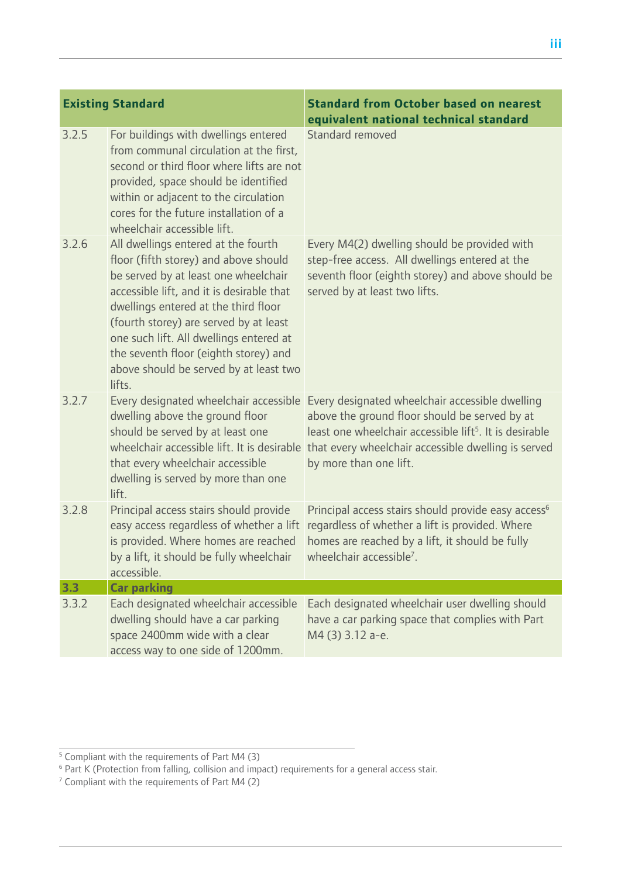| Existing Standard | | Standard from October based on nearest equivalent national technical standard |
|---|---|---|
| 3.2.5 | For buildings with dwellings entered from communal circulation at the first, second or third floor where lifts are not provided, space should be identified within or adjacent to the circulation cores for the future installation of a wheelchair accessible lift. | Standard removed |
| 3.2.6 | All dwellings entered at the fourth floor (fifth storey) and above should be served by at least one wheelchair accessible lift, and it is desirable that dwellings entered at the third floor (fourth storey) are served by at least one such lift. All dwellings entered at the seventh floor (eighth storey) and above should be served by at least two lifts. | Every M4(2) dwelling should be provided with step-free access. All dwellings entered at the seventh floor (eighth storey) and above should be served by at least two lifts. |
| 3.2.7 | Every designated wheelchair accessible dwelling above the ground floor should be served by at least one wheelchair accessible lift. It is desirable that every wheelchair accessible dwelling is served by more than one lift. | Every designated wheelchair accessible dwelling above the ground floor should be served by at least one wheelchair accessible lift[5]. It is desirable that every wheelchair accessible dwelling is served by more than one lift. |
| 3.2.8 | Principal access stairs should provide easy access regardless of whether a lift is provided. Where homes are reached by a lift, it should be fully wheelchair accessible. | Principal access stairs should provide easy access[6] regardless of whether a lift is provided. Where homes are reached by a lift, it should be fully wheelchair accessible[7]. |
| **3.3** | **Car parking** | |
| 3.3.2 | Each designated wheelchair accessible dwelling should have a car parking space 2400mm wide with a clear access way to one side of 1200mm. | Each designated wheelchair user dwelling should have a car parking space that complies with Part M4 (3) 3.12 a-e. |

[5] Compliant with the requirements of Part M4 (3)

[6] Part K (Protection from falling, collision and impact) requirements for a general access stair.

[7] Compliant with the requirements of Part M4 (2)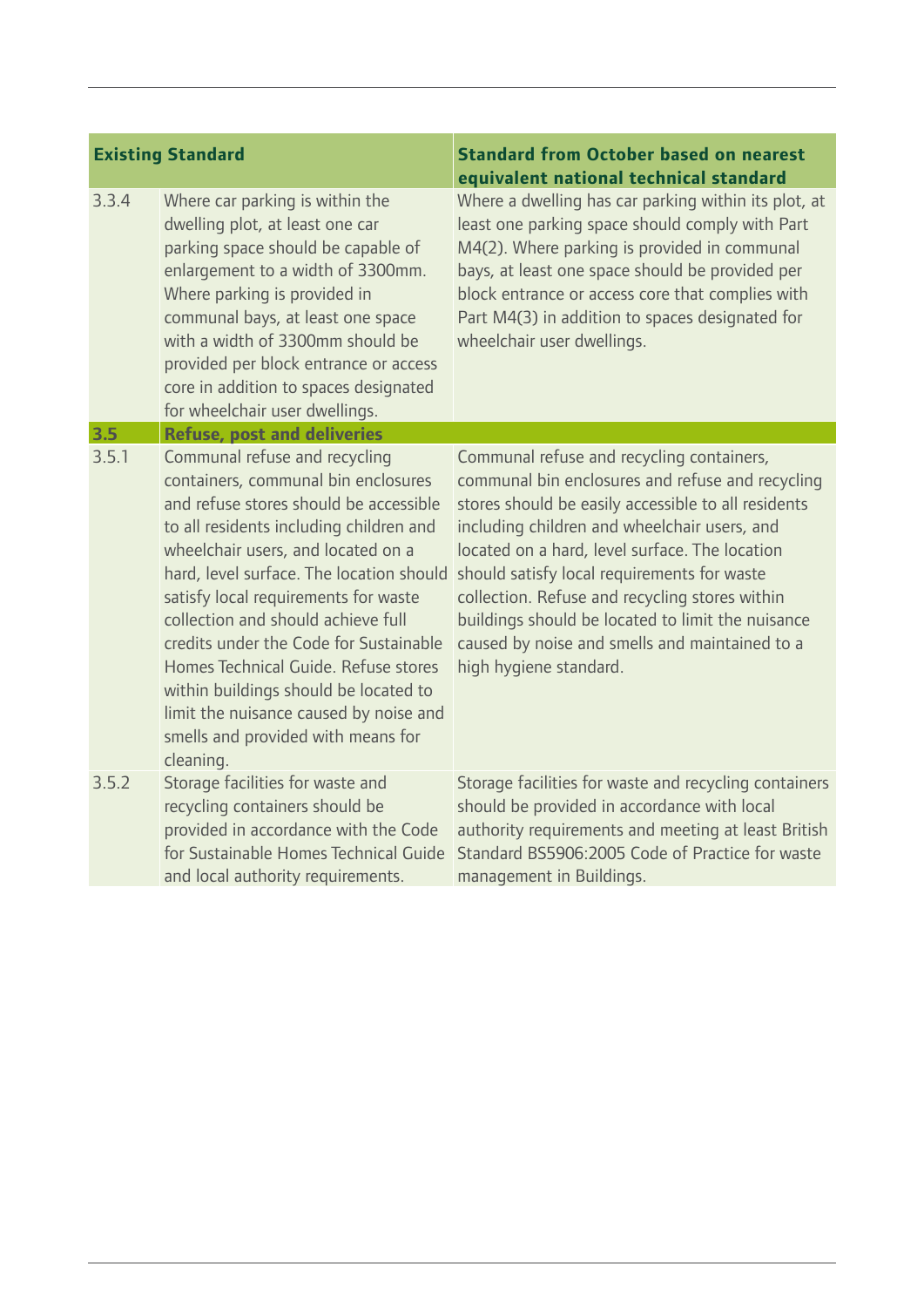| Existing Standard | | Standard from October based on nearest equivalent national technical standard |
|---|---|---|
| 3.3.4 | Where car parking is within the dwelling plot, at least one car parking space should be capable of enlargement to a width of 3300mm. Where parking is provided in communal bays, at least one space with a width of 3300mm should be provided per block entrance or access core in addition to spaces designated for wheelchair user dwellings. | Where a dwelling has car parking within its plot, at least one parking space should comply with Part M4(2). Where parking is provided in communal bays, at least one space should be provided per block entrance or access core that complies with Part M4(3) in addition to spaces designated for wheelchair user dwellings. |
| **3.5** | **Refuse, post and deliveries** | |
| 3.5.1 | Communal refuse and recycling containers, communal bin enclosures and refuse stores should be accessible to all residents including children and wheelchair users, and located on a hard, level surface. The location should satisfy local requirements for waste collection and should achieve full credits under the Code for Sustainable Homes Technical Guide. Refuse stores within buildings should be located to limit the nuisance caused by noise and smells and provided with means for cleaning. | Communal refuse and recycling containers, communal bin enclosures and refuse and recycling stores should be easily accessible to all residents including children and wheelchair users, and located on a hard, level surface. The location should satisfy local requirements for waste collection. Refuse and recycling stores within buildings should be located to limit the nuisance caused by noise and smells and maintained to a high hygiene standard. |
| 3.5.2 | Storage facilities for waste and recycling containers should be provided in accordance with the Code for Sustainable Homes Technical Guide and local authority requirements. | Storage facilities for waste and recycling containers should be provided in accordance with local authority requirements and meeting at least British Standard BS5906:2005 Code of Practice for waste management in Buildings. |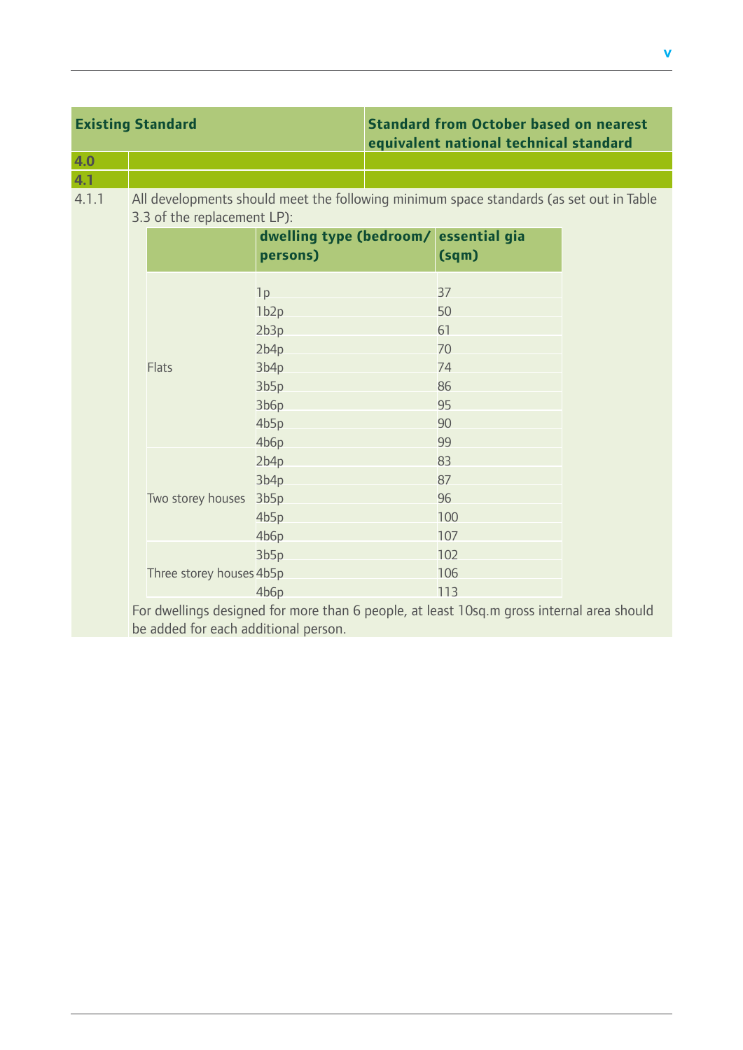| Existing Standard | | Standard from October based on nearest equivalent national technical standard |
|---|---|---|
| **4.0** | | |
| **4.1** | | |

4.1.1 All developments should meet the following minimum space standards (as set out in Table 3.3 of the replacement LP):

| | dwelling type (bedroom/ persons) | essential gia (sqm) |
|---|---|---|
| Flats | 1p | 37 |
| | 1b2p | 50 |
| | 2b3p | 61 |
| | 2b4p | 70 |
| | 3b4p | 74 |
| | 3b5p | 86 |
| | 3b6p | 95 |
| | 4b5p | 90 |
| | 4b6p | 99 |
| Two storey houses | 2b4p | 83 |
| | 3b4p | 87 |
| | 3b5p | 96 |
| | 4b5p | 100 |
| | 4b6p | 107 |
| Three storey houses | 3b5p | 102 |
| | 4b5p | 106 |
| | 4b6p | 113 |

For dwellings designed for more than 6 people, at least 10sq.m gross internal area should be added for each additional person.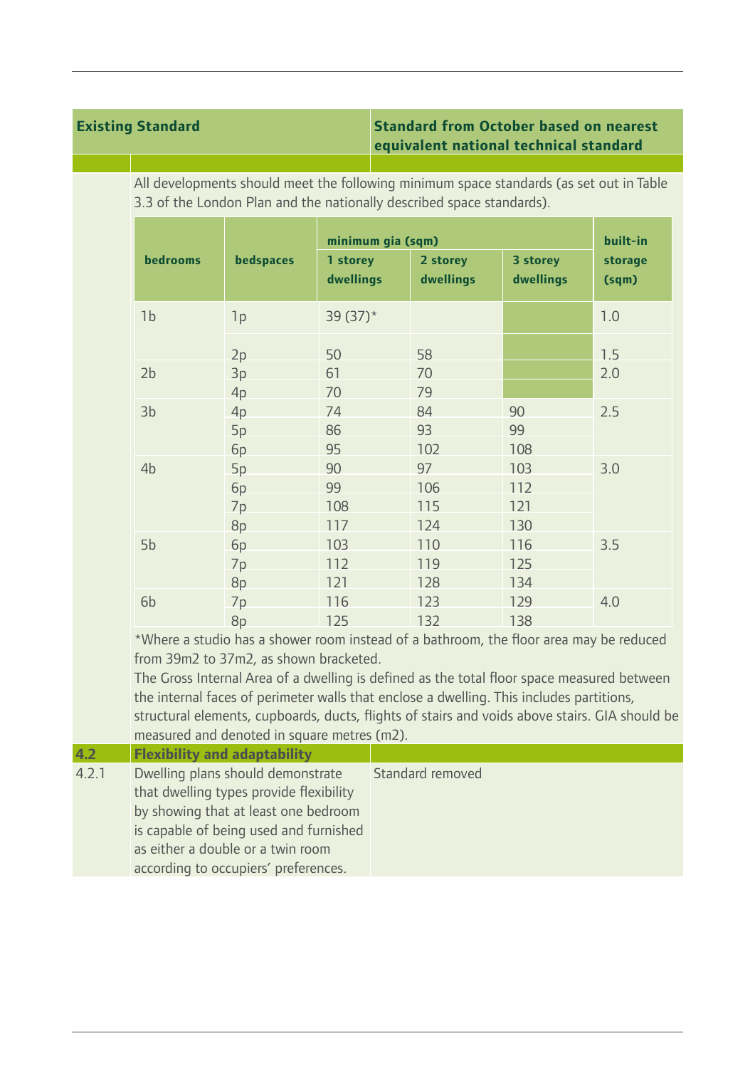| Existing Standard | Standard from October based on nearest equivalent national technical standard |
|---|---|

All developments should meet the following minimum space standards (as set out in Table 3.3 of the London Plan and the nationally described space standards).

| bedrooms | bedspaces | minimum gia (sqm) | | | built-in storage (sqm) |
|---|---|---|---|---|---|
| | | 1 storey dwellings | 2 storey dwellings | 3 storey dwellings | |
| 1b | 1p | 39 (37)* | | | 1.0 |
| | 2p | 50 | 58 | | 1.5 |
| 2b | 3p | 61 | 70 | | 2.0 |
| | 4p | 70 | 79 | | |
| 3b | 4p | 74 | 84 | 90 | 2.5 |
| | 5p | 86 | 93 | 99 | |
| | 6p | 95 | 102 | 108 | |
| 4b | 5p | 90 | 97 | 103 | 3.0 |
| | 6p | 99 | 106 | 112 | |
| | 7p | 108 | 115 | 121 | |
| | 8p | 117 | 124 | 130 | |
| 5b | 6p | 103 | 110 | 116 | 3.5 |
| | 7p | 112 | 119 | 125 | |
| | 8p | 121 | 128 | 134 | |
| 6b | 7p | 116 | 123 | 129 | 4.0 |
| | 8p | 125 | 132 | 138 | |

*Where a studio has a shower room instead of a bathroom, the floor area may be reduced from 39m2 to 37m2, as shown bracketed.

The Gross Internal Area of a dwelling is defined as the total floor space measured between the internal faces of perimeter walls that enclose a dwelling. This includes partitions, structural elements, cupboards, ducts, flights of stairs and voids above stairs. GIA should be measured and denoted in square metres (m2).

| | Existing Standard | Standard from October based on nearest equivalent national technical standard |
|---|---|---|
| **4.2** | **Flexibility and adaptability** | |
| 4.2.1 | Dwelling plans should demonstrate that dwelling types provide flexibility by showing that at least one bedroom is capable of being used and furnished as either a double or a twin room according to occupiers' preferences. | Standard removed |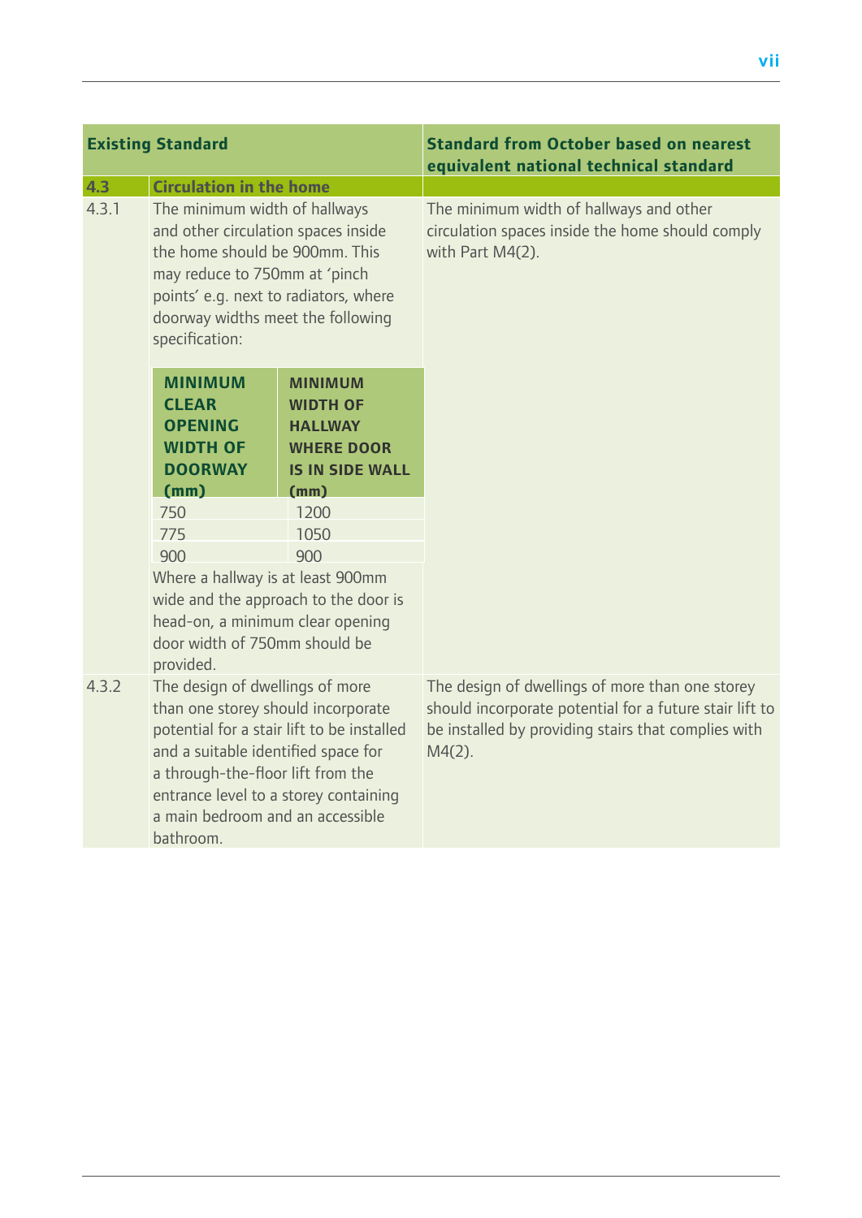| Existing Standard | | Standard from October based on nearest equivalent national technical standard |
|---|---|---|
| **4.3** | **Circulation in the home** | |
| 4.3.1 | The minimum width of hallways and other circulation spaces inside the home should be 900mm. This may reduce to 750mm at 'pinch points' e.g. next to radiators, where doorway widths meet the following specification: | The minimum width of hallways and other circulation spaces inside the home should comply with Part M4(2). |
| 4.3.2 | The design of dwellings of more than one storey should incorporate potential for a stair lift to be installed and a suitable identified space for a through-the-floor lift from the entrance level to a storey containing a main bedroom and an accessible bathroom. | The design of dwellings of more than one storey should incorporate potential for a future stair lift to be installed by providing stairs that complies with M4(2). |

Table within 4.3.1:

| MINIMUM CLEAR OPENING WIDTH OF DOORWAY (mm) | MINIMUM WIDTH OF HALLWAY WHERE DOOR IS IN SIDE WALL (mm) |
|---|---|
| 750 | 1200 |
| 775 | 1050 |
| 900 | 900 |

Where a hallway is at least 900mm wide and the approach to the door is head-on, a minimum clear opening door width of 750mm should be provided.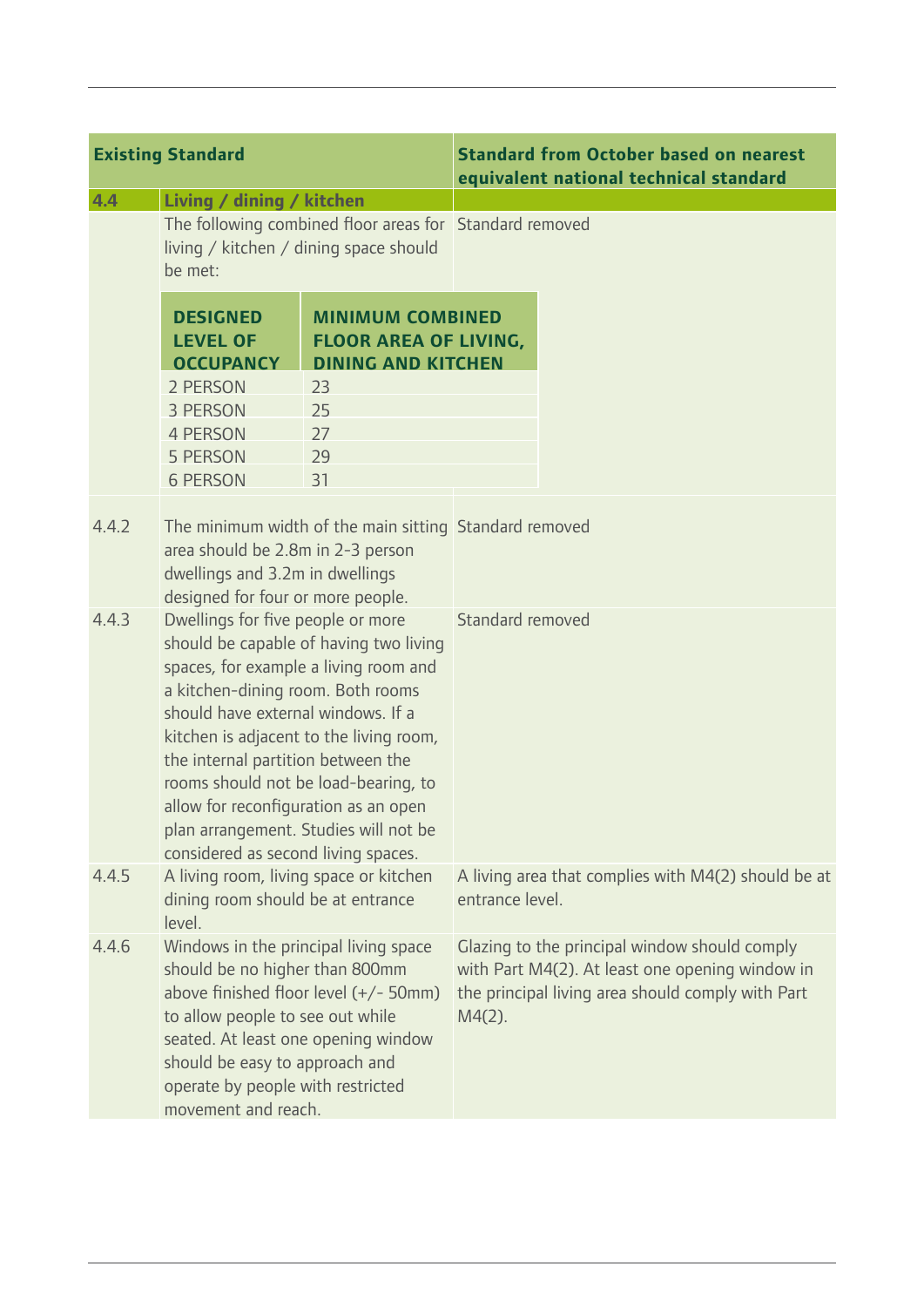| Existing Standard | | Standard from October based on nearest equivalent national technical standard |
|---|---|---|
| **4.4** | **Living / dining / kitchen** | |
| | The following combined floor areas for living / kitchen / dining space should be met: | Standard removed |

| DESIGNED LEVEL OF OCCUPANCY | MINIMUM COMBINED FLOOR AREA OF LIVING, DINING AND KITCHEN |
|---|---|
| 2 PERSON | 23 |
| 3 PERSON | 25 |
| 4 PERSON | 27 |
| 5 PERSON | 29 |
| 6 PERSON | 31 |

| Existing Standard | | Standard from October based on nearest equivalent national technical standard |
|---|---|---|
| 4.4.2 | The minimum width of the main sitting area should be 2.8m in 2-3 person dwellings and 3.2m in dwellings designed for four or more people. | Standard removed |
| 4.4.3 | Dwellings for five people or more should be capable of having two living spaces, for example a living room and a kitchen-dining room. Both rooms should have external windows. If a kitchen is adjacent to the living room, the internal partition between the rooms should not be load-bearing, to allow for reconfiguration as an open plan arrangement. Studies will not be considered as second living spaces. | Standard removed |
| 4.4.5 | A living room, living space or kitchen dining room should be at entrance level. | A living area that complies with M4(2) should be at entrance level. |
| 4.4.6 | Windows in the principal living space should be no higher than 800mm above finished floor level (+/- 50mm) to allow people to see out while seated. At least one opening window should be easy to approach and operate by people with restricted movement and reach. | Glazing to the principal window should comply with Part M4(2). At least one opening window in the principal living area should comply with Part M4(2). |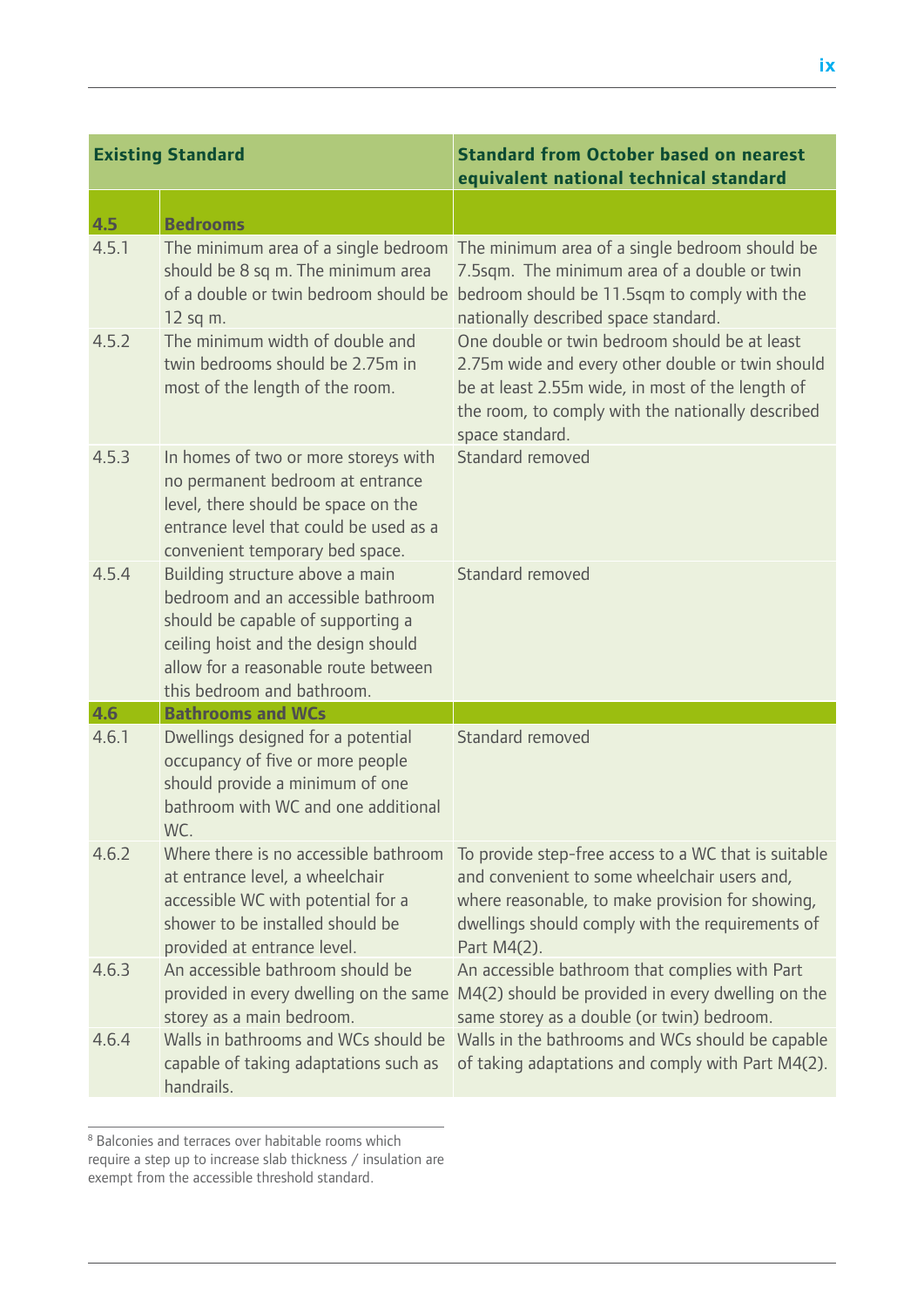| Existing Standard | | Standard from October based on nearest equivalent national technical standard |
|---|---|---|
| **4.5** | **Bedrooms** | |
| 4.5.1 | The minimum area of a single bedroom should be 8 sq m. The minimum area of a double or twin bedroom should be 12 sq m. | The minimum area of a single bedroom should be 7.5sqm. The minimum area of a double or twin bedroom should be 11.5sqm to comply with the nationally described space standard. |
| 4.5.2 | The minimum width of double and twin bedrooms should be 2.75m in most of the length of the room. | One double or twin bedroom should be at least 2.75m wide and every other double or twin should be at least 2.55m wide, in most of the length of the room, to comply with the nationally described space standard. |
| 4.5.3 | In homes of two or more storeys with no permanent bedroom at entrance level, there should be space on the entrance level that could be used as a convenient temporary bed space. | Standard removed |
| 4.5.4 | Building structure above a main bedroom and an accessible bathroom should be capable of supporting a ceiling hoist and the design should allow for a reasonable route between this bedroom and bathroom. | Standard removed |
| **4.6** | **Bathrooms and WCs** | |
| 4.6.1 | Dwellings designed for a potential occupancy of five or more people should provide a minimum of one bathroom with WC and one additional WC. | Standard removed |
| 4.6.2 | Where there is no accessible bathroom at entrance level, a wheelchair accessible WC with potential for a shower to be installed should be provided at entrance level. | To provide step-free access to a WC that is suitable and convenient to some wheelchair users and, where reasonable, to make provision for showing, dwellings should comply with the requirements of Part M4(2). |
| 4.6.3 | An accessible bathroom should be provided in every dwelling on the same storey as a main bedroom. | An accessible bathroom that complies with Part M4(2) should be provided in every dwelling on the same storey as a double (or twin) bedroom. |
| 4.6.4 | Walls in bathrooms and WCs should be capable of taking adaptations such as handrails. | Walls in the bathrooms and WCs should be capable of taking adaptations and comply with Part M4(2). |

[8] Balconies and terraces over habitable rooms which require a step up to increase slab thickness / insulation are exempt from the accessible threshold standard.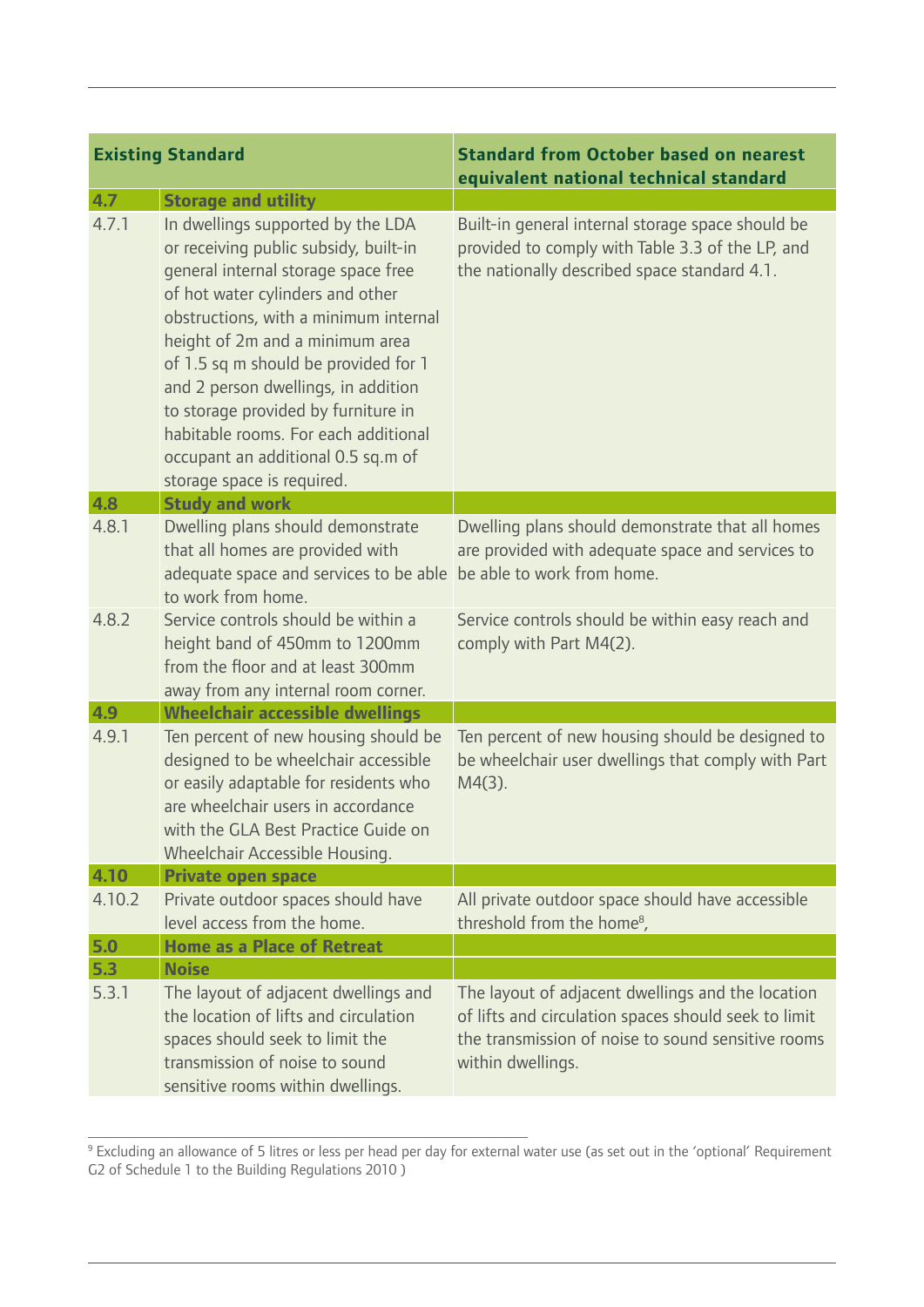| Existing Standard | | Standard from October based on nearest equivalent national technical standard |
|---|---|---|
| **4.7** | **Storage and utility** | |
| 4.7.1 | In dwellings supported by the LDA or receiving public subsidy, built-in general internal storage space free of hot water cylinders and other obstructions, with a minimum internal height of 2m and a minimum area of 1.5 sq m should be provided for 1 and 2 person dwellings, in addition to storage provided by furniture in habitable rooms. For each additional occupant an additional 0.5 sq.m of storage space is required. | Built-in general internal storage space should be provided to comply with Table 3.3 of the LP, and the nationally described space standard 4.1. |
| **4.8** | **Study and work** | |
| 4.8.1 | Dwelling plans should demonstrate that all homes are provided with adequate space and services to be able to work from home. | Dwelling plans should demonstrate that all homes are provided with adequate space and services to be able to work from home. |
| 4.8.2 | Service controls should be within a height band of 450mm to 1200mm from the floor and at least 300mm away from any internal room corner. | Service controls should be within easy reach and comply with Part M4(2). |
| **4.9** | **Wheelchair accessible dwellings** | |
| 4.9.1 | Ten percent of new housing should be designed to be wheelchair accessible or easily adaptable for residents who are wheelchair users in accordance with the GLA Best Practice Guide on Wheelchair Accessible Housing. | Ten percent of new housing should be designed to be wheelchair user dwellings that comply with Part M4(3). |
| **4.10** | **Private open space** | |
| 4.10.2 | Private outdoor spaces should have level access from the home. | All private outdoor space should have accessible threshold from the home[8], |
| **5.0** | **Home as a Place of Retreat** | |
| **5.3** | **Noise** | |
| 5.3.1 | The layout of adjacent dwellings and the location of lifts and circulation spaces should seek to limit the transmission of noise to sound sensitive rooms within dwellings. | The layout of adjacent dwellings and the location of lifts and circulation spaces should seek to limit the transmission of noise to sound sensitive rooms within dwellings. |

[9] Excluding an allowance of 5 litres or less per head per day for external water use (as set out in the 'optional' Requirement G2 of Schedule 1 to the Building Regulations 2010 )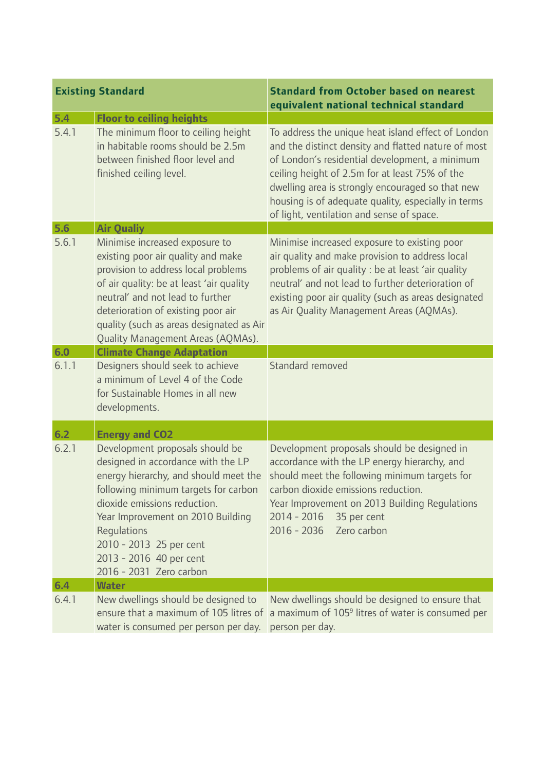| Existing Standard | | Standard from October based on nearest equivalent national technical standard |
|---|---|---|
| **5.4** | **Floor to ceiling heights** | |
| 5.4.1 | The minimum floor to ceiling height in habitable rooms should be 2.5m between finished floor level and finished ceiling level. | To address the unique heat island effect of London and the distinct density and flatted nature of most of London's residential development, a minimum ceiling height of 2.5m for at least 75% of the dwelling area is strongly encouraged so that new housing is of adequate quality, especially in terms of light, ventilation and sense of space. |
| **5.6** | **Air Qualiy** | |
| 5.6.1 | Minimise increased exposure to existing poor air quality and make provision to address local problems of air quality: be at least 'air quality neutral' and not lead to further deterioration of existing poor air quality (such as areas designated as Air Quality Management Areas (AQMAs). | Minimise increased exposure to existing poor air quality and make provision to address local problems of air quality : be at least 'air quality neutral' and not lead to further deterioration of existing poor air quality (such as areas designated as Air Quality Management Areas (AQMAs). |
| **6.0** | **Climate Change Adaptation** | |
| 6.1.1 | Designers should seek to achieve a minimum of Level 4 of the Code for Sustainable Homes in all new developments. | Standard removed |
| **6.2** | **Energy and CO2** | |
| 6.2.1 | Development proposals should be designed in accordance with the LP energy hierarchy, and should meet the following minimum targets for carbon dioxide emissions reduction.<br>Year Improvement on 2010 Building Regulations<br>2010 - 2013 25 per cent<br>2013 - 2016 40 per cent<br>2016 - 2031 Zero carbon | Development proposals should be designed in accordance with the LP energy hierarchy, and should meet the following minimum targets for carbon dioxide emissions reduction.<br>Year Improvement on 2013 Building Regulations<br>2014 - 2016 35 per cent<br>2016 - 2036 Zero carbon |
| **6.4** | **Water** | |
| 6.4.1 | New dwellings should be designed to ensure that a maximum of 105 litres of water is consumed per person per day. | New dwellings should be designed to ensure that a maximum of 105[9] litres of water is consumed per person per day. |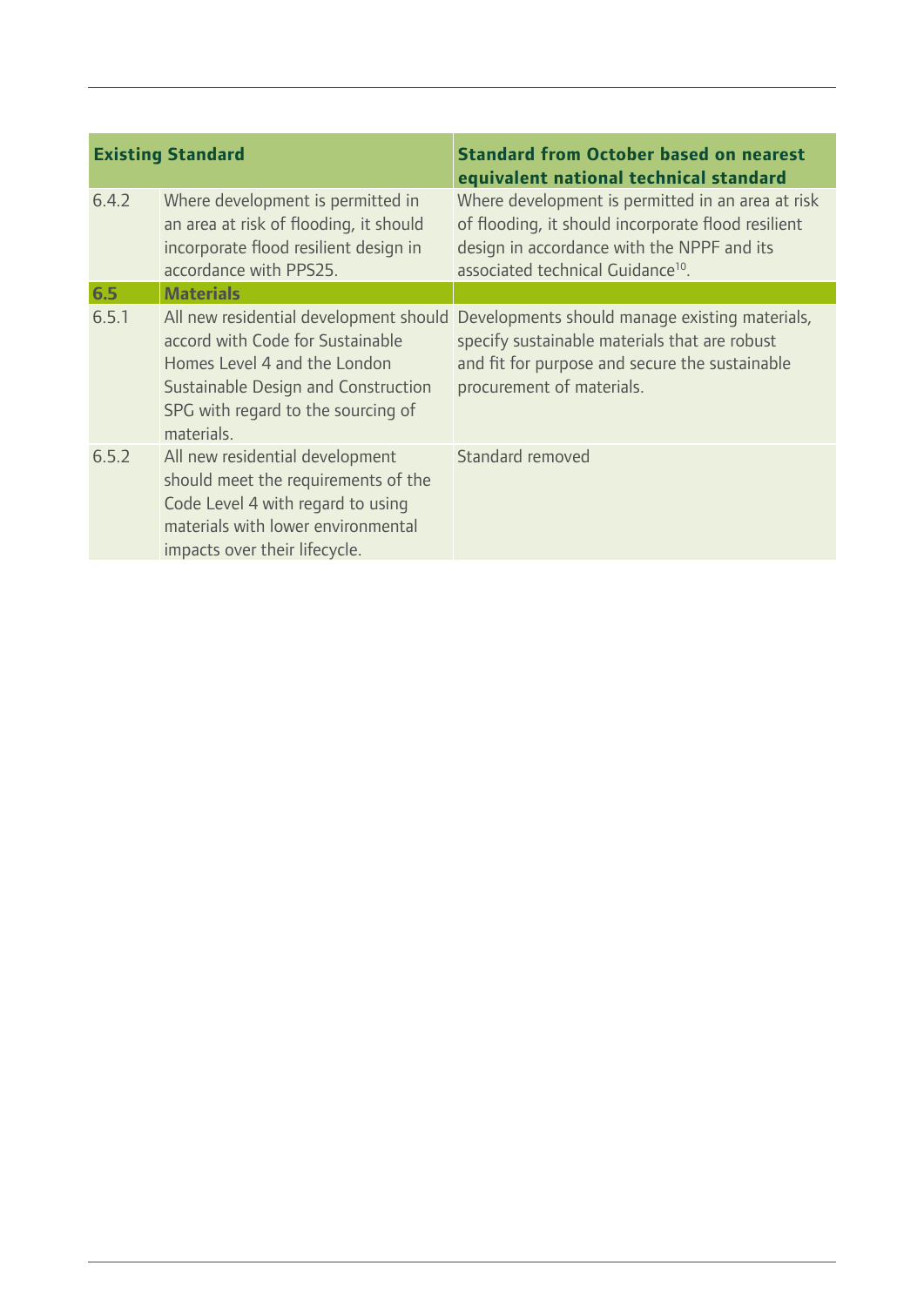| Existing Standard | | Standard from October based on nearest equivalent national technical standard |
|---|---|---|
| 6.4.2 | Where development is permitted in an area at risk of flooding, it should incorporate flood resilient design in accordance with PPS25. | Where development is permitted in an area at risk of flooding, it should incorporate flood resilient design in accordance with the NPPF and its associated technical Guidance[10]. |
| **6.5** | **Materials** | |
| 6.5.1 | All new residential development should accord with Code for Sustainable Homes Level 4 and the London Sustainable Design and Construction SPG with regard to the sourcing of materials. | Developments should manage existing materials, specify sustainable materials that are robust and fit for purpose and secure the sustainable procurement of materials. |
| 6.5.2 | All new residential development should meet the requirements of the Code Level 4 with regard to using materials with lower environmental impacts over their lifecycle. | Standard removed |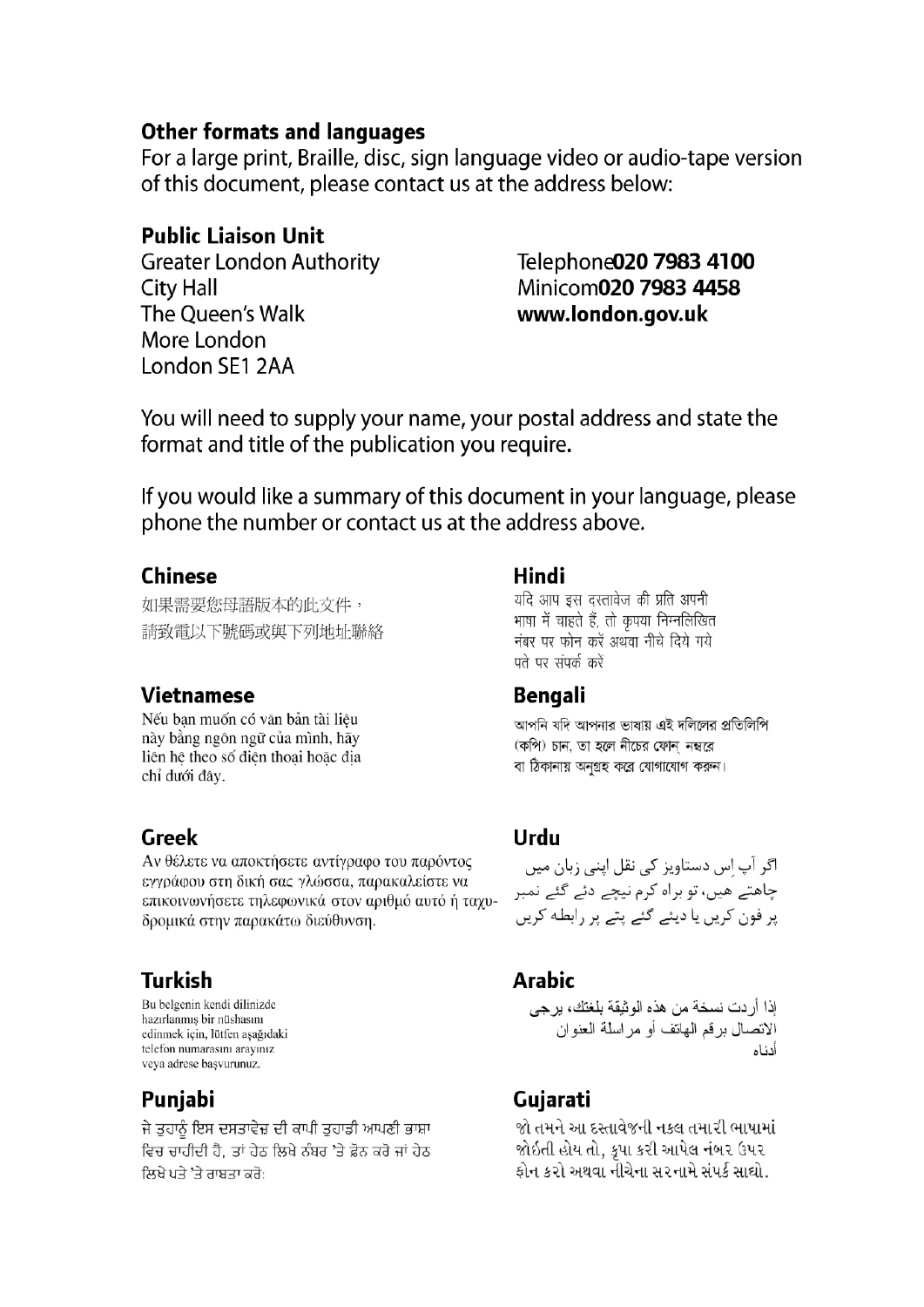### Other formats and languages

For a large print, Braille, disc, sign language video or audio-tape version of this document, please contact us at the address below:

**Public Liaison Unit**

Greater London Authority
City Hall
The Queen's Walk
More London
London SE1 2AA

Telephone **020 7983 4100**
Minicom **020 7983 4458**
**www.london.gov.uk**

You will need to supply your name, your postal address and state the format and title of the publication you require.

If you would like a summary of this document in your language, please phone the number or contact us at the address above.

### Chinese

如果需要您母語版本的此文件，
請致電以下號碼或與下列地址聯絡

### Vietnamese

Nếu bạn muốn có văn bản tài liệu này bằng ngôn ngữ của mình, hãy liên hệ theo số điện thoại hoặc địa chỉ dưới đây.

### Greek

Αν θέλετε να αποκτήσετε αντίγραφο του παρόντος εγγράφου στη δική σας γλώσσα, παρακαλείστε να επικοινωνήσετε τηλεφωνικά στον αριθμό αυτό ή ταχυδρομικά στην παρακάτω διεύθυνση.

### Turkish

Bu belgenin kendi dilinizde hazırlanmış bir nüshasını edinmek için, lütfen aşağıdaki telefon numarasını arayınız veya adrese başvurunuz.

### Punjabi

ਜੇ ਤੁਹਾਨੂੰ ਇਸ ਦਸਤਾਵੇਜ਼ ਦੀ ਕਾਪੀ ਤੁਹਾਡੀ ਆਪਣੀ ਭਾਸ਼ਾ ਵਿਚ ਚਾਹੀਦੀ ਹੈ, ਤਾਂ ਹੇਠ ਲਿਖੇ ਨੰਬਰ 'ਤੇ ਫ਼ੋਨ ਕਰੋ ਜਾਂ ਹੇਠ ਲਿਖੇ ਪਤੇ 'ਤੇ ਰਾਬਤਾ ਕਰੋ:

### Hindi

यदि आप इस दस्तावेज की प्रति अपनी भाषा में चाहते हैं, तो कृपया निम्नलिखित नंबर पर फोन करें अथवा नीचे दिये गये पते पर संपर्क करें

### Bengali

আপনি যদি আপনার ভাষায় এই দলিলের প্রতিলিপি (কপি) চান, তা হলে নীচের ফোন্ নম্বরে বা ঠিকানায় অনুগ্রহ করে যোগাযোগ করুন।

### Urdu

اگر آپ اِس دستاویز کی نقل اپنی زبان میں چاهتے هیں، تو براہ کرم نیچے دئے گئے نمبر پر فون کریں یا دیئے گئے پتے پر رابطه کریں

### Arabic

إذا أردت نسخة من هذه الوثيقة بلغتك، يرجى الاتصال برقم الهاتف أو مراسلة العنوان أدناه

### Gujarati

જો તમને આ દસ્તાવેજની નકલ તમારી ભાષામાં જોઈતી હોય તો, કૃપા કરી આપેલ નંબર ઉપર ફોન કરો અથવા નીચેના સરનામે સંપર્ક સાઘો.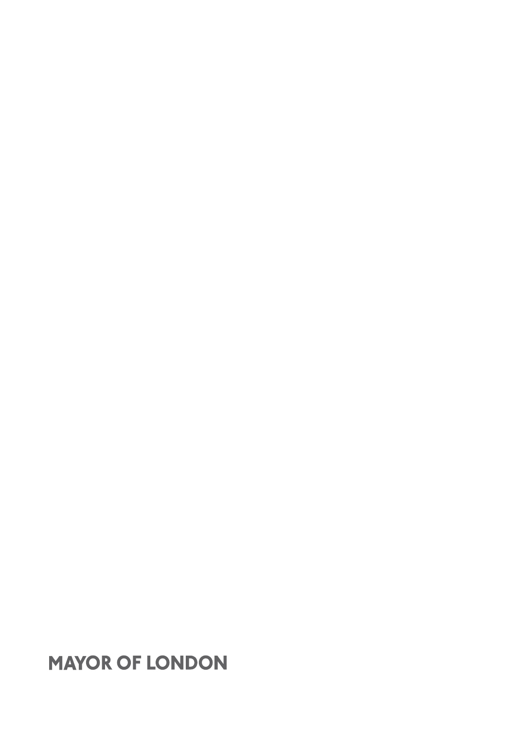MAYOR OF LONDON